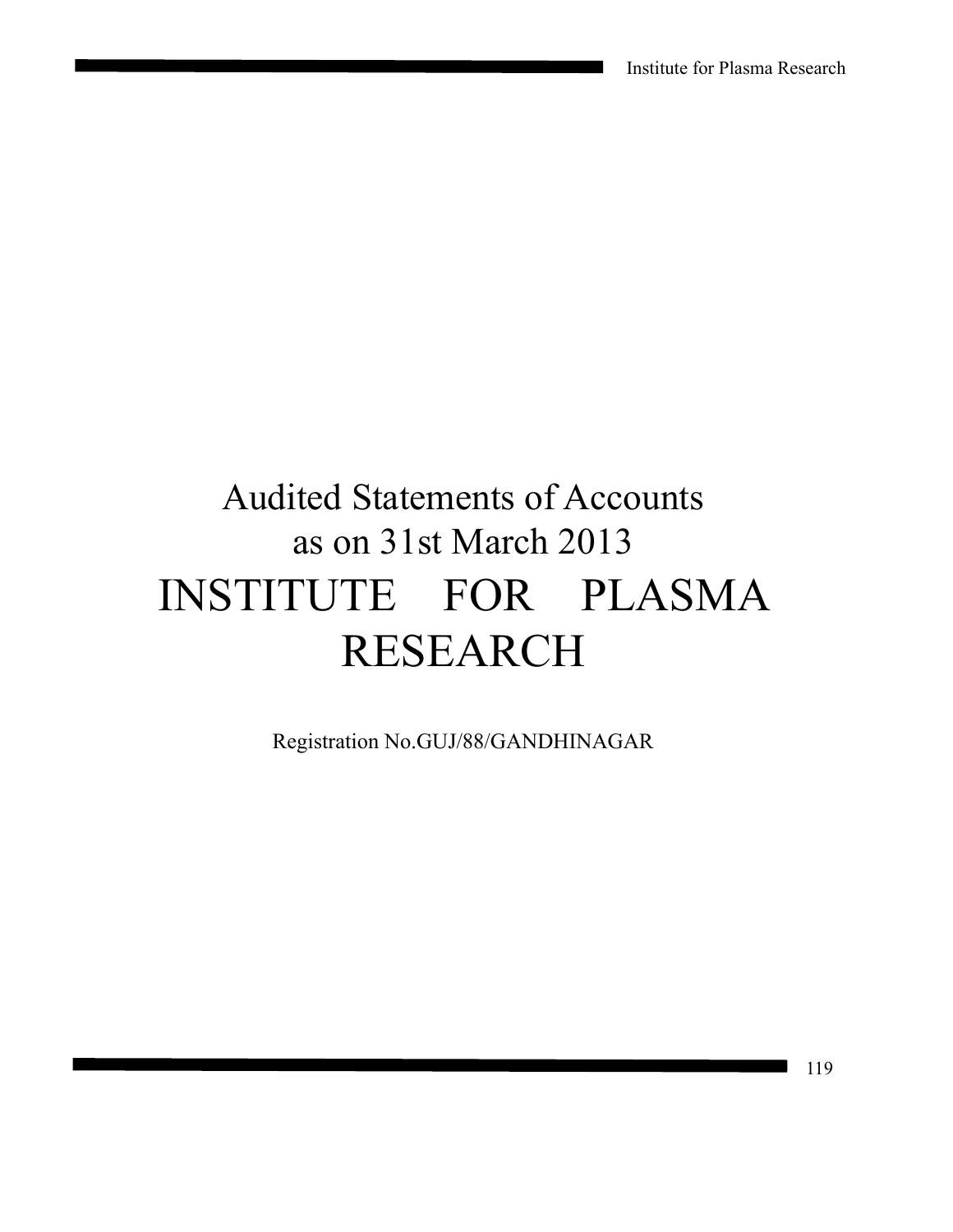# Audited Statements of Accounts as on 31st March 2013

# INSTITUTE FOR PLASMA RESEARCH

Registration No.GUJ/88/GANDHINAGAR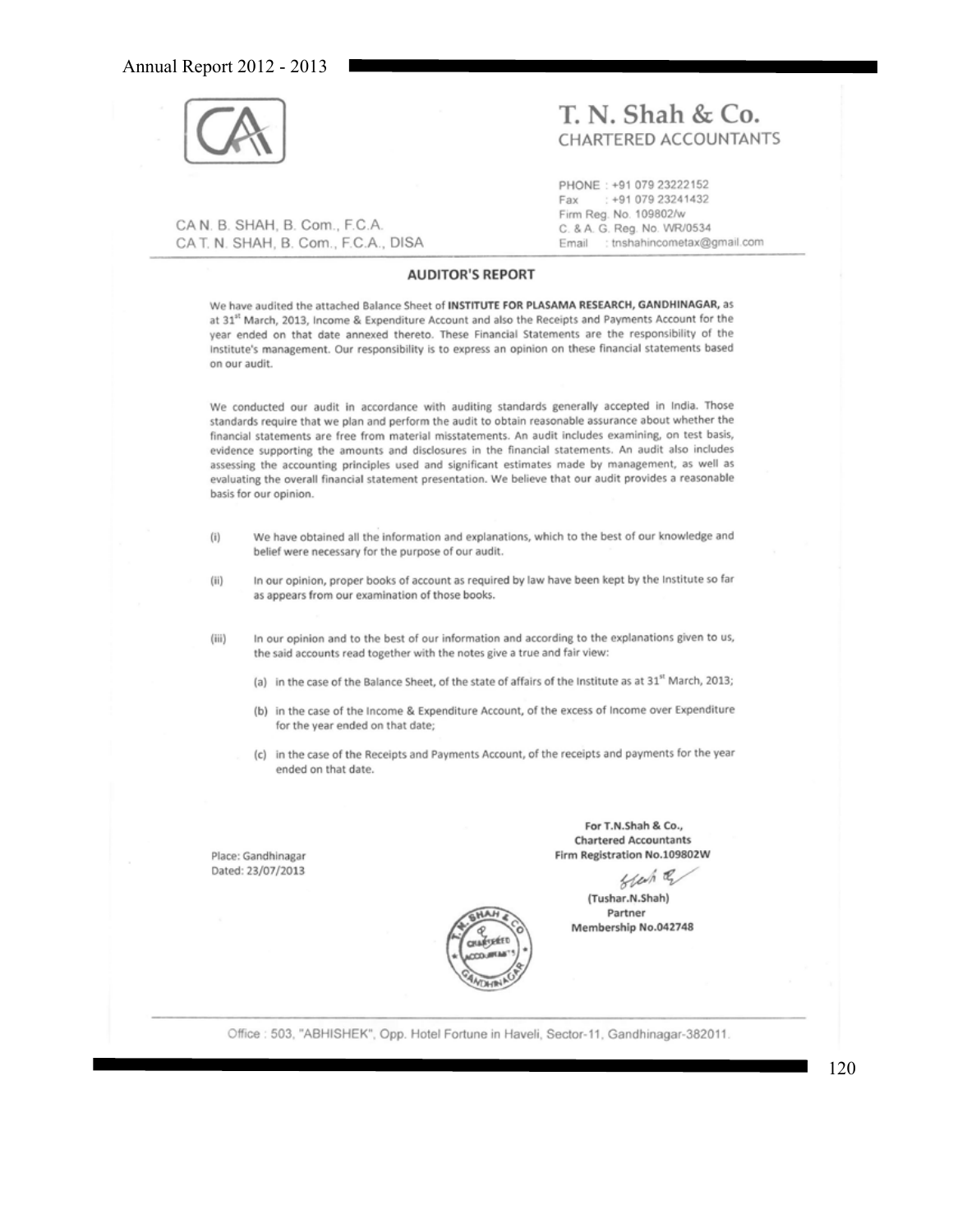# T. N. Shah & Co.
CHARTERED ACCOUNTANTS

CA N. B. SHAH, B. Com., F.C.A.
CA T. N. SHAH, B. Com., F.C.A., DISA

PHONE : +91 079 23222152
Fax : +91 079 23241432
Firm Reg. No. 109802/w
C. & A. G. Reg. No. WR/0534
Email : tnshahincometax@gmail.com

## AUDITOR'S REPORT

We have audited the attached Balance Sheet of **INSTITUTE FOR PLASAMA RESEARCH, GANDHINAGAR,** as at 31st March, 2013, Income & Expenditure Account and also the Receipts and Payments Account for the year ended on that date annexed thereto. These Financial Statements are the responsibility of the Institute's management. Our responsibility is to express an opinion on these financial statements based on our audit.

We conducted our audit in accordance with auditing standards generally accepted in India. Those standards require that we plan and perform the audit to obtain reasonable assurance about whether the financial statements are free from material misstatements. An audit includes examining, on test basis, evidence supporting the amounts and disclosures in the financial statements. An audit also includes assessing the accounting principles used and significant estimates made by management, as well as evaluating the overall financial statement presentation. We believe that our audit provides a reasonable basis for our opinion.

(i) We have obtained all the information and explanations, which to the best of our knowledge and belief were necessary for the purpose of our audit.

(ii) In our opinion, proper books of account as required by law have been kept by the Institute so far as appears from our examination of those books.

(iii) In our opinion and to the best of our information and according to the explanations given to us, the said accounts read together with the notes give a true and fair view:

(a) in the case of the Balance Sheet, of the state of affairs of the Institute as at 31st March, 2013;

(b) in the case of the Income & Expenditure Account, of the excess of Income over Expenditure for the year ended on that date;

(c) in the case of the Receipts and Payments Account, of the receipts and payments for the year ended on that date.

Place: Gandhinagar
Dated: 23/07/2013

**For T.N.Shah & Co.,**
**Chartered Accountants**
**Firm Registration No.109802W**

**(Tushar.N.Shah)**
**Partner**
**Membership No.042748**

Office : 503, "ABHISHEK", Opp. Hotel Fortune in Haveli, Sector-11, Gandhinagar-382011.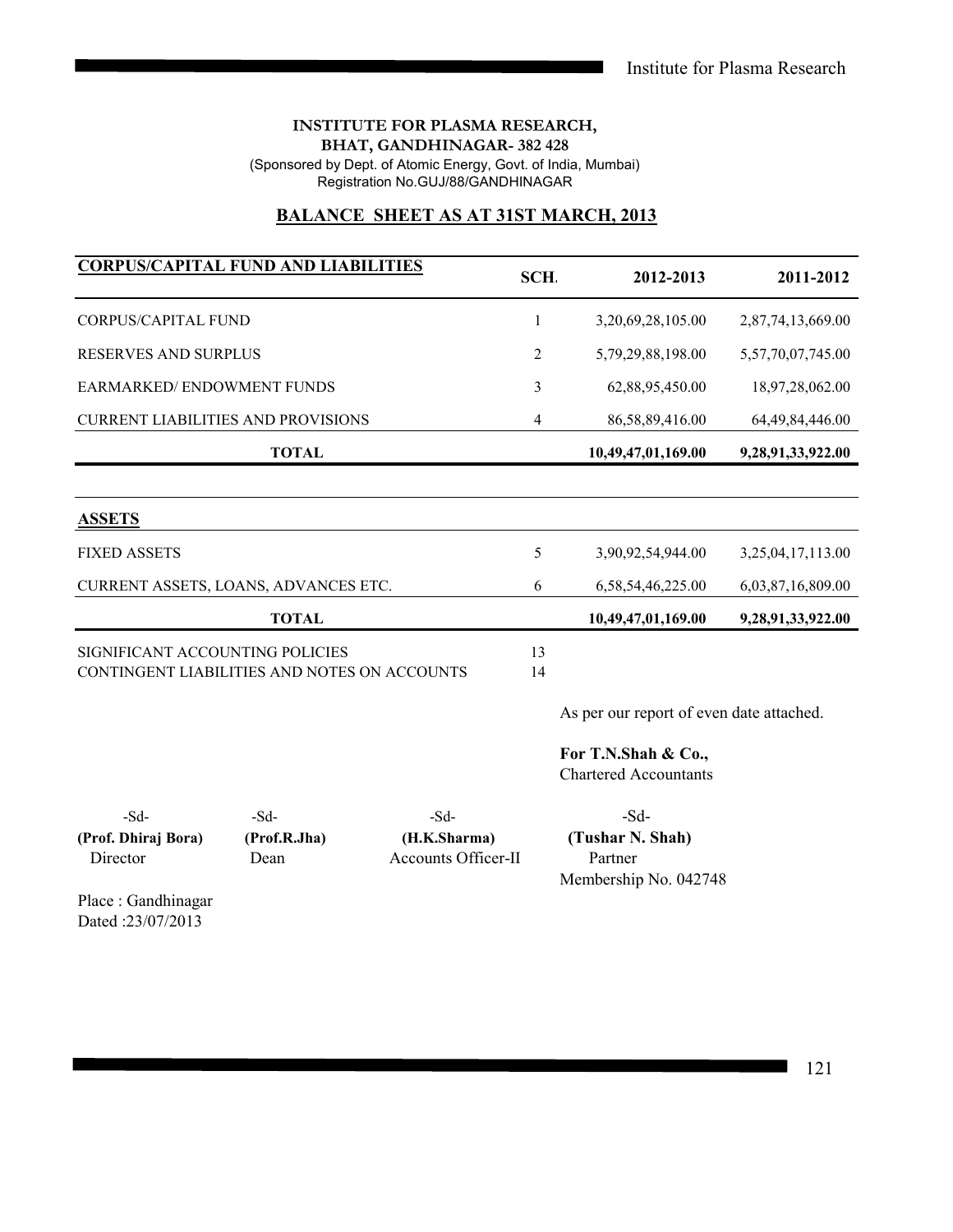**INSTITUTE FOR PLASMA RESEARCH,**
**BHAT, GANDHINAGAR- 382 428**
(Sponsored by Dept. of Atomic Energy, Govt. of India, Mumbai)
Registration No.GUJ/88/GANDHINAGAR

## BALANCE SHEET AS AT 31ST MARCH, 2013

| CORPUS/CAPITAL FUND AND LIABILITIES | SCH. | 2012-2013 | 2011-2012 |
|---|---|---|---|
| CORPUS/CAPITAL FUND | 1 | 3,20,69,28,105.00 | 2,87,74,13,669.00 |
| RESERVES AND SURPLUS | 2 | 5,79,29,88,198.00 | 5,57,70,07,745.00 |
| EARMARKED/ ENDOWMENT FUNDS | 3 | 62,88,95,450.00 | 18,97,28,062.00 |
| CURRENT LIABILITIES AND PROVISIONS | 4 | 86,58,89,416.00 | 64,49,84,446.00 |
| **TOTAL** | | **10,49,47,01,169.00** | **9,28,91,33,922.00** |

| ASSETS | SCH. | 2012-2013 | 2011-2012 |
|---|---|---|---|
| FIXED ASSETS | 5 | 3,90,92,54,944.00 | 3,25,04,17,113.00 |
| CURRENT ASSETS, LOANS, ADVANCES ETC. | 6 | 6,58,54,46,225.00 | 6,03,87,16,809.00 |
| **TOTAL** | | **10,49,47,01,169.00** | **9,28,91,33,922.00** |

| | |
|---|---|
| SIGNIFICANT ACCOUNTING POLICIES | 13 |
| CONTINGENT LIABILITIES AND NOTES ON ACCOUNTS | 14 |

As per our report of even date attached.

**For T.N.Shah & Co.,**
Chartered Accountants

| -Sd- | -Sd- | -Sd- | -Sd- |
|---|---|---|---|
| **(Prof. Dhiraj Bora)** | **(Prof.R.Jha)** | **(H.K.Sharma)** | **(Tushar N. Shah)** |
| Director | Dean | Accounts Officer-II | Partner |
| | | | Membership No. 042748 |

Place : Gandhinagar
Dated :23/07/2013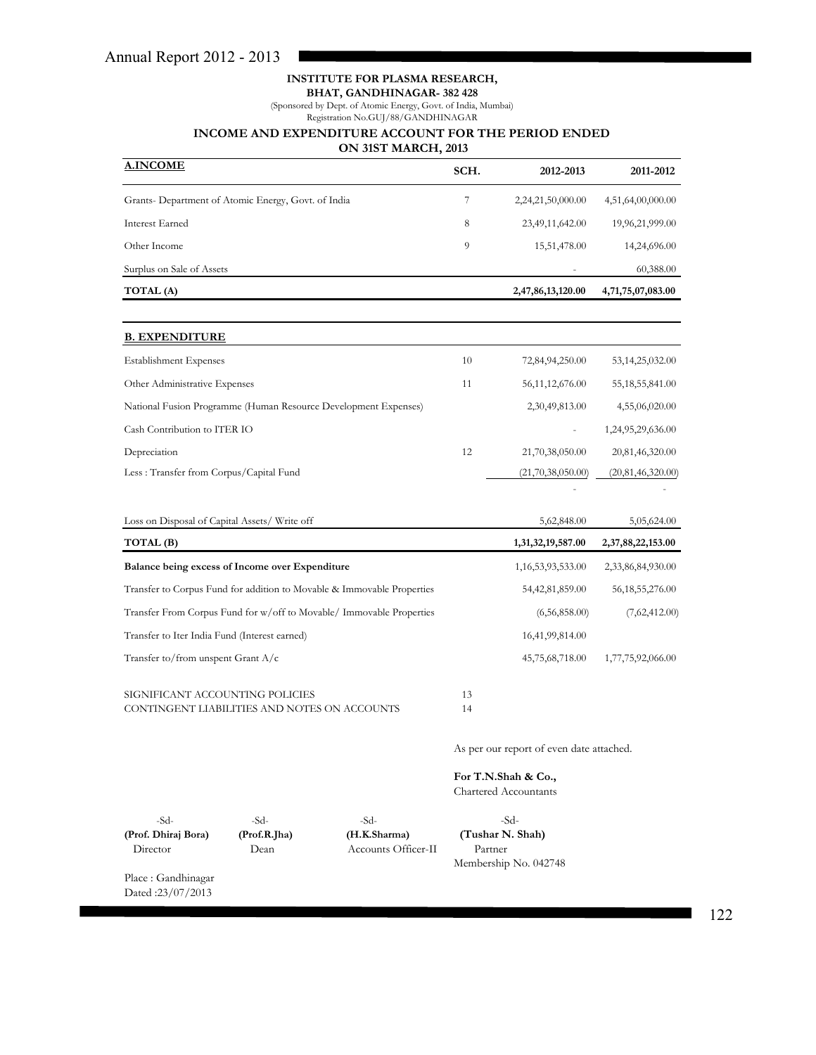**INSTITUTE FOR PLASMA RESEARCH,**
**BHAT, GANDHINAGAR- 382 428**
(Sponsored by Dept. of Atomic Energy, Govt. of India, Mumbai)
Registration No.GUJ/88/GANDHINAGAR

## INCOME AND EXPENDITURE ACCOUNT FOR THE PERIOD ENDED ON 31ST MARCH, 2013

| **A.INCOME** | **SCH.** | **2012-2013** | **2011-2012** |
|---|---|---|---|
| Grants- Department of Atomic Energy, Govt. of India | 7 | 2,24,21,50,000.00 | 4,51,64,00,000.00 |
| Interest Earned | 8 | 23,49,11,642.00 | 19,96,21,999.00 |
| Other Income | 9 | 15,51,478.00 | 14,24,696.00 |
| Surplus on Sale of Assets | | - | 60,388.00 |
| **TOTAL (A)** | | **2,47,86,13,120.00** | **4,71,75,07,083.00** |

| **B. EXPENDITURE** | | | |
|---|---|---|---|
| Establishment Expenses | 10 | 72,84,94,250.00 | 53,14,25,032.00 |
| Other Administrative Expenses | 11 | 56,11,12,676.00 | 55,18,55,841.00 |
| National Fusion Programme (Human Resource Development Expenses) | | 2,30,49,813.00 | 4,55,06,020.00 |
| Cash Contribution to ITER IO | | - | 1,24,95,29,636.00 |
| Depreciation | 12 | 21,70,38,050.00 | 20,81,46,320.00 |
| Less : Transfer from Corpus/Capital Fund | | (21,70,38,050.00) | (20,81,46,320.00) |
| | | - | - |
| Loss on Disposal of Capital Assets/ Write off | | 5,62,848.00 | 5,05,624.00 |
| **TOTAL (B)** | | **1,31,32,19,587.00** | **2,37,88,22,153.00** |
| **Balance being excess of Income over Expenditure** | | 1,16,53,93,533.00 | 2,33,86,84,930.00 |
| Transfer to Corpus Fund for addition to Movable & Immovable Properties | | 54,42,81,859.00 | 56,18,55,276.00 |
| Transfer From Corpus Fund for w/off to Movable/ Immovable Properties | | (6,56,858.00) | (7,62,412.00) |
| Transfer to Iter India Fund (Interest earned) | | 16,41,99,814.00 | |
| Transfer to/from unspent Grant A/c | | 45,75,68,718.00 | 1,77,75,92,066.00 |

SIGNIFICANT ACCOUNTING POLICIES — 13
CONTINGENT LIABILITIES AND NOTES ON ACCOUNTS — 14

As per our report of even date attached.

**For T.N.Shah & Co.,**
Chartered Accountants

| -Sd- | -Sd- | -Sd- | -Sd- |
|---|---|---|---|
| **(Prof. Dhiraj Bora)** | **(Prof.R.Jha)** | **(H.K.Sharma)** | **(Tushar N. Shah)** |
| Director | Dean | Accounts Officer-II | Partner |
| | | | Membership No. 042748 |

Place : Gandhinagar
Dated :23/07/2013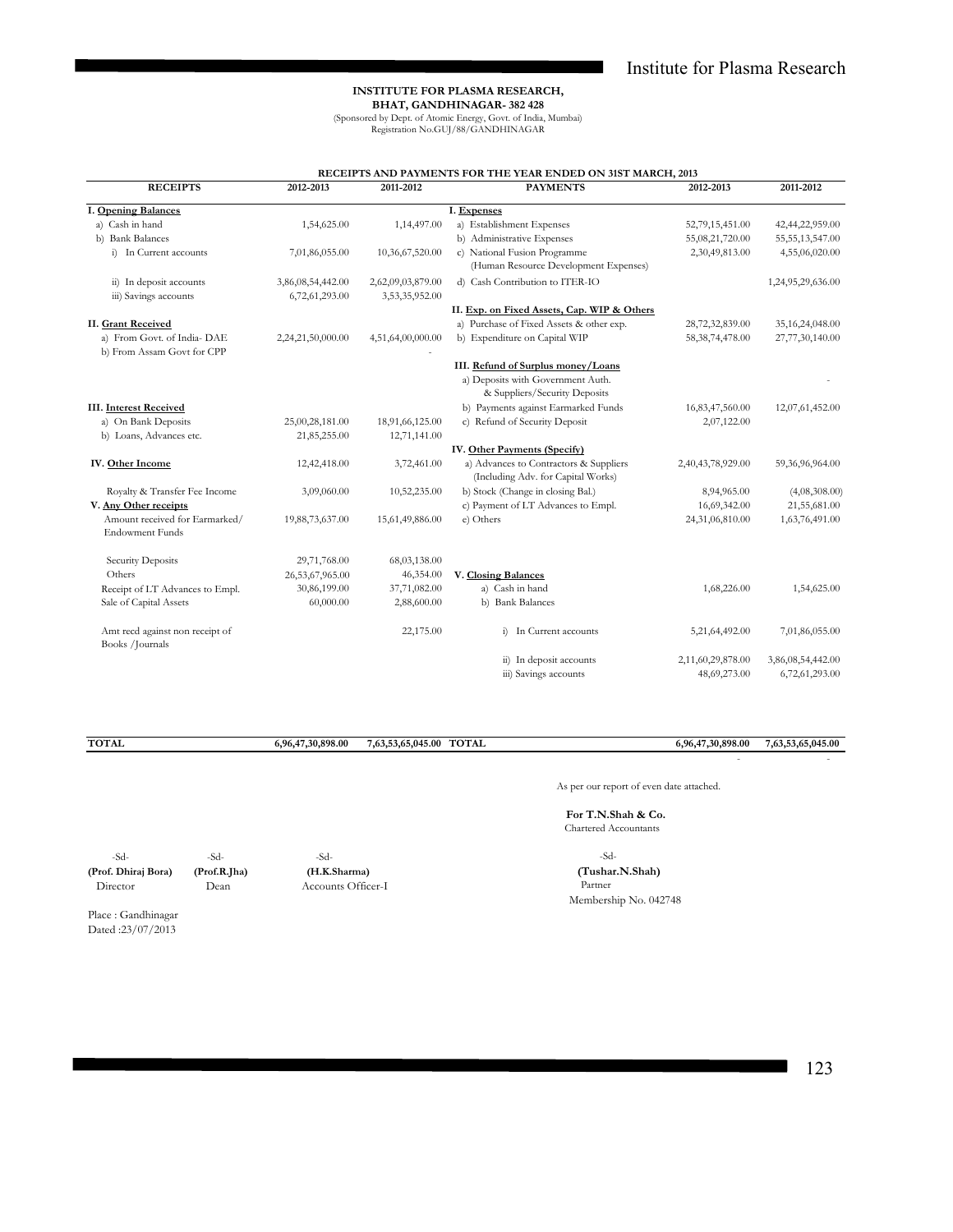**INSTITUTE FOR PLASMA RESEARCH,**
**BHAT, GANDHINAGAR- 382 428**
(Sponsored by Dept. of Atomic Energy, Govt. of India, Mumbai)
Registration No.GUJ/88/GANDHINAGAR

**RECEIPTS AND PAYMENTS FOR THE YEAR ENDED ON 31ST MARCH, 2013**

| RECEIPTS | 2012-2013 | 2011-2012 | PAYMENTS | 2012-2013 | 2011-2012 |
|---|---|---|---|---|---|
| **I. Opening Balances** | | | **I. Expenses** | | |
| a) Cash in hand | 1,54,625.00 | 1,14,497.00 | a) Establishment Expenses | 52,79,15,451.00 | 42,44,22,959.00 |
| b) Bank Balances | | | b) Administrative Expenses | 55,08,21,720.00 | 55,55,13,547.00 |
| i) In Current accounts | 7,01,86,055.00 | 10,36,67,520.00 | c) National Fusion Programme (Human Resource Development Expenses) | 2,30,49,813.00 | 4,55,06,020.00 |
| ii) In deposit accounts | 3,86,08,54,442.00 | 2,62,09,03,879.00 | d) Cash Contribution to ITER-IO | | 1,24,95,29,636.00 |
| iii) Savings accounts | 6,72,61,293.00 | 3,53,35,952.00 | | | |
| | | | **II. Exp. on Fixed Assets, Cap. WIP & Others** | | |
| **II. Grant Received** | | | a) Purchase of Fixed Assets & other exp. | 28,72,32,839.00 | 35,16,24,048.00 |
| a) From Govt. of India- DAE | 2,24,21,50,000.00 | 4,51,64,00,000.00 | b) Expenditure on Capital WIP | 58,38,74,478.00 | 27,77,30,140.00 |
| b) From Assam Govt for CPP | | - | | | |
| | | | **III. Refund of Surplus money/Loans** | | |
| | | | a) Deposits with Government Auth. & Suppliers/Security Deposits | | - |
| **III. Interest Received** | | | b) Payments against Earmarked Funds | 16,83,47,560.00 | 12,07,61,452.00 |
| a) On Bank Deposits | 25,00,28,181.00 | 18,91,66,125.00 | c) Refund of Security Deposit | 2,07,122.00 | |
| b) Loans, Advances etc. | 21,85,255.00 | 12,71,141.00 | | | |
| | | | **IV. Other Payments (Specify)** | | |
| **IV. Other Income** | 12,42,418.00 | 3,72,461.00 | a) Advances to Contractors & Suppliers (Including Adv. for Capital Works) | 2,40,43,78,929.00 | 59,36,96,964.00 |
| Royalty & Transfer Fee Income | 3,09,060.00 | 10,52,235.00 | b) Stock (Change in closing Bal.) | 8,94,965.00 | (4,08,308.00) |
| **V. Any Other receipts** | | | c) Payment of LT Advances to Empl. | 16,69,342.00 | 21,55,681.00 |
| Amount received for Earmarked/ Endowment Funds | 19,88,73,637.00 | 15,61,49,886.00 | e) Others | 24,31,06,810.00 | 1,63,76,491.00 |
| Security Deposits | 29,71,768.00 | 68,03,138.00 | | | |
| Others | 26,53,67,965.00 | 46,354.00 | **V. Closing Balances** | | |
| Receipt of LT Advances to Empl. | 30,86,199.00 | 37,71,082.00 | a) Cash in hand | 1,68,226.00 | 1,54,625.00 |
| Sale of Capital Assets | 60,000.00 | 2,88,600.00 | b) Bank Balances | | |
| Amt recd against non receipt of Books /Journals | | 22,175.00 | i) In Current accounts | 5,21,64,492.00 | 7,01,86,055.00 |
| | | | ii) In deposit accounts | 2,11,60,29,878.00 | 3,86,08,54,442.00 |
| | | | iii) Savings accounts | 48,69,273.00 | 6,72,61,293.00 |
| **TOTAL** | **6,96,47,30,898.00** | **7,63,53,65,045.00** | **TOTAL** | **6,96,47,30,898.00** | **7,63,53,65,045.00** |
| | | | | - | - |

As per our report of even date attached.

**For T.N.Shah & Co.**
Chartered Accountants

| -Sd- | -Sd- | -Sd- | -Sd- |
|---|---|---|---|
| **(Prof. Dhiraj Bora)** | **(Prof.R.Jha)** | **(H.K.Sharma)** | **(Tushar.N.Shah)** |
| Director | Dean | Accounts Officer-I | Partner |
| | | | Membership No. 042748 |

Place : Gandhinagar
Dated :23/07/2013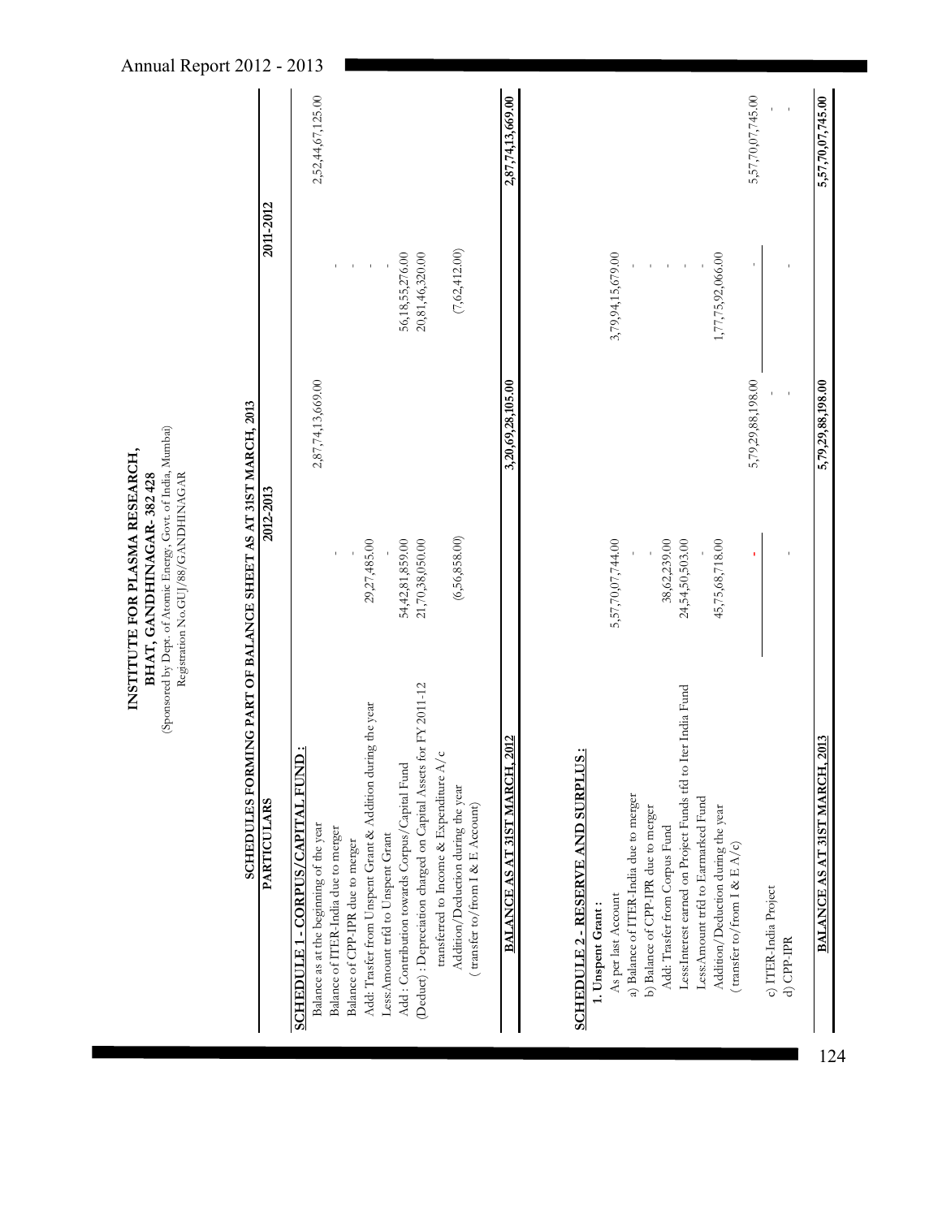# INSTITUTE FOR PLASMA RESEARCH,

## BHAT, GANDHINAGAR- 382 428

(Sponsored by Dept. of Atomic Energy, Govt. of India, Mumbai)

Registration No.GUJ/88/GANDHINAGAR

### SCHEDULES FORMING PART OF BALANCE SHEET AS AT 31ST MARCH, 2013

| PARTICULARS | 2012-2013 | | 2011-2012 | |
|---|---|---|---|---|
| **SCHEDULE 1 - CORPUS/CAPITAL FUND :** | | | | |
| Balance as at the beginning of the year | | 2,87,74,13,669.00 | | 2,52,44,67,125.00 |
| Balance of ITER-India due to merger | - | | - | |
| Balance of CPP-IPR due to merger | - | | - | |
| Add: Trasfer from Unspent Grant & Addition during the year | 29,27,485.00 | | - | |
| Less:Amount trfd to Unspent Grant | - | | - | |
| Add : Contribution towards Corpus/Capital Fund | 54,42,81,859.00 | | 56,18,55,276.00 | |
| (Deduct) : Depreciation charged on Capital Assets for FY 2011-12 transferred to Income & Expenditure A/c | 21,70,38,050.00 | | 20,81,46,320.00 | |
| Addition/Deduction during the year ( transfer to/from I & E Account) | (6,56,858.00) | | (7,62,412.00) | |
| **BALANCE AS AT 31ST MARCH, 2012** | | **3,20,69,28,105.00** | | **2,87,74,13,669.00** |
| | | | | |
| **SCHEDULE 2 - RESERVE AND SURPLUS :** | | | | |
| **1. Unspent Grant :** | | | | |
| As per last Account | 5,57,70,07,744.00 | | 3,79,94,15,679.00 | |
| a) Balance of ITER-India due to merger | - | | - | |
| b) Balance of CPP-IPR due to merger | - | | - | |
| Add: Trasfer from Corpus Fund | 38,62,239.00 | | - | |
| Less:Interest earned on Project Funds trfd to Iter India Fund | 24,54,50,503.00 | | - | |
| Less:Amount trfd to Earmarked Fund | - | | - | |
| Addition/Deduction during the year ( transfer to/from I & E A/c) | 45,75,68,718.00 | 5,79,29,88,198.00 | 1,77,75,92,066.00 | 5,57,70,07,745.00 |
| c) ITER-India Project | - | - | - | - |
| d) CPP-IPR | - | - | - | - |
| **BALANCE AS AT 31ST MARCH, 2013** | | **5,79,29,88,198.00** | | **5,57,70,07,745.00** |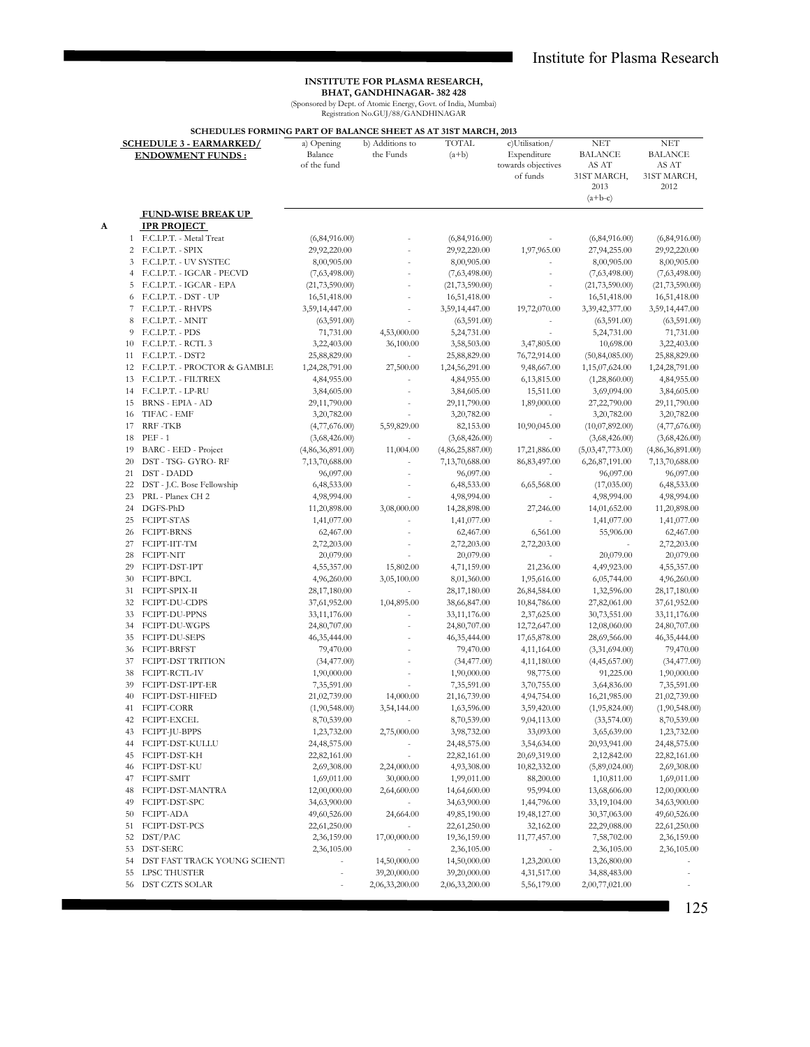**INSTITUTE FOR PLASMA RESEARCH,**
**BHAT, GANDHINAGAR- 382 428**
(Sponsored by Dept. of Atomic Energy, Govt. of India, Mumbai)
Registration No.GUJ/88/GANDHINAGAR

**SCHEDULES FORMING PART OF BALANCE SHEET AS AT 31ST MARCH, 2013**

| | | SCHEDULE 3 - EARMARKED/ ENDOWMENT FUNDS : | a) Opening Balance of the fund | b) Additions to the Funds | TOTAL (a+b) | c)Utilisation/ Expenditure towards objectives of funds | NET BALANCE AS AT 31ST MARCH, 2013 (a+b-c) | NET BALANCE AS AT 31ST MARCH, 2012 |
|---|---|---|---|---|---|---|---|---|
| | | **FUND-WISE BREAK UP** | | | | | | |
| A | | **IPR PROJECT** | | | | | | |
| | 1 | F.C.I.P.T. - Metal Treat | (6,84,916.00) | - | (6,84,916.00) | - | (6,84,916.00) | (6,84,916.00) |
| | 2 | F.C.I.P.T. - SPIX | 29,92,220.00 | - | 29,92,220.00 | 1,97,965.00 | 27,94,255.00 | 29,92,220.00 |
| | 3 | F.C.I.P.T. - UV SYSTEC | 8,00,905.00 | - | 8,00,905.00 | - | 8,00,905.00 | 8,00,905.00 |
| | 4 | F.C.I.P.T. - IGCAR - PECVD | (7,63,498.00) | - | (7,63,498.00) | - | (7,63,498.00) | (7,63,498.00) |
| | 5 | F.C.I.P.T. - IGCAR - EPA | (21,73,590.00) | - | (21,73,590.00) | - | (21,73,590.00) | (21,73,590.00) |
| | 6 | F.C.I.P.T. - DST - UP | 16,51,418.00 | - | 16,51,418.00 | - | 16,51,418.00 | 16,51,418.00 |
| | 7 | F.C.I.P.T. - RHVPS | 3,59,14,447.00 | - | 3,59,14,447.00 | 19,72,070.00 | 3,39,42,377.00 | 3,59,14,447.00 |
| | 8 | F.C.I.P.T. - MNIT | (63,591.00) | - | (63,591.00) | - | (63,591.00) | (63,591.00) |
| | 9 | F.C.I.P.T. - PDS | 71,731.00 | 4,53,000.00 | 5,24,731.00 | - | 5,24,731.00 | 71,731.00 |
| | 10 | F.C.I.P.T. - RCTL 3 | 3,22,403.00 | 36,100.00 | 3,58,503.00 | 3,47,805.00 | 10,698.00 | 3,22,403.00 |
| | 11 | F.C.I.P.T. - DST2 | 25,88,829.00 | - | 25,88,829.00 | 76,72,914.00 | (50,84,085.00) | 25,88,829.00 |
| | 12 | F.C.I.P.T. - PROCTOR & GAMBLE | 1,24,28,791.00 | 27,500.00 | 1,24,56,291.00 | 9,48,667.00 | 1,15,07,624.00 | 1,24,28,791.00 |
| | 13 | F.C.I.P.T. - FILTREX | 4,84,955.00 | - | 4,84,955.00 | 6,13,815.00 | (1,28,860.00) | 4,84,955.00 |
| | 14 | F.C.I.P.T. - LP-RU | 3,84,605.00 | - | 3,84,605.00 | 15,511.00 | 3,69,094.00 | 3,84,605.00 |
| | 15 | BRNS - EPIA - AD | 29,11,790.00 | - | 29,11,790.00 | 1,89,000.00 | 27,22,790.00 | 29,11,790.00 |
| | 16 | TIFAC - EMF | 3,20,782.00 | - | 3,20,782.00 | - | 3,20,782.00 | 3,20,782.00 |
| | 17 | RRF -TKB | (4,77,676.00) | 5,59,829.00 | 82,153.00 | 10,90,045.00 | (10,07,892.00) | (4,77,676.00) |
| | 18 | PEF - 1 | (3,68,426.00) | - | (3,68,426.00) | - | (3,68,426.00) | (3,68,426.00) |
| | 19 | BARC - EED - Project | (4,86,36,891.00) | 11,004.00 | (4,86,25,887.00) | 17,21,886.00 | (5,03,47,773.00) | (4,86,36,891.00) |
| | 20 | DST - TSG- GYRO- RF | 7,13,70,688.00 | - | 7,13,70,688.00 | 86,83,497.00 | 6,26,87,191.00 | 7,13,70,688.00 |
| | 21 | DST - DADD | 96,097.00 | - | 96,097.00 | - | 96,097.00 | 96,097.00 |
| | 22 | DST - J.C. Bose Fellowship | 6,48,533.00 | - | 6,48,533.00 | 6,65,568.00 | (17,035.00) | 6,48,533.00 |
| | 23 | PRL - Planex CH 2 | 4,98,994.00 | - | 4,98,994.00 | - | 4,98,994.00 | 4,98,994.00 |
| | 24 | DGFS-PhD | 11,20,898.00 | 3,08,000.00 | 14,28,898.00 | 27,246.00 | 14,01,652.00 | 11,20,898.00 |
| | 25 | FCIPT-STAS | 1,41,077.00 | - | 1,41,077.00 | - | 1,41,077.00 | 1,41,077.00 |
| | 26 | FCIPT-BRNS | 62,467.00 | - | 62,467.00 | 6,561.00 | 55,906.00 | 62,467.00 |
| | 27 | FCIPT-IIT-TM | 2,72,203.00 | - | 2,72,203.00 | 2,72,203.00 | - | 2,72,203.00 |
| | 28 | FCIPT-NIT | 20,079.00 | - | 20,079.00 | - | 20,079.00 | 20,079.00 |
| | 29 | FCIPT-DST-IPT | 4,55,357.00 | 15,802.00 | 4,71,159.00 | 21,236.00 | 4,49,923.00 | 4,55,357.00 |
| | 30 | FCIPT-BPCL | 4,96,260.00 | 3,05,100.00 | 8,01,360.00 | 1,95,616.00 | 6,05,744.00 | 4,96,260.00 |
| | 31 | FCIPT-SPIX-II | 28,17,180.00 | - | 28,17,180.00 | 26,84,584.00 | 1,32,596.00 | 28,17,180.00 |
| | 32 | FCIPT-DU-CDPS | 37,61,952.00 | 1,04,895.00 | 38,66,847.00 | 10,84,786.00 | 27,82,061.00 | 37,61,952.00 |
| | 33 | FCIPT-DU-PPNS | 33,11,176.00 | - | 33,11,176.00 | 2,37,625.00 | 30,73,551.00 | 33,11,176.00 |
| | 34 | FCIPT-DU-WGPS | 24,80,707.00 | - | 24,80,707.00 | 12,72,647.00 | 12,08,060.00 | 24,80,707.00 |
| | 35 | FCIPT-DU-SEPS | 46,35,444.00 | - | 46,35,444.00 | 17,65,878.00 | 28,69,566.00 | 46,35,444.00 |
| | 36 | FCIPT-BRFST | 79,470.00 | - | 79,470.00 | 4,11,164.00 | (3,31,694.00) | 79,470.00 |
| | 37 | FCIPT-DST TRITION | (34,477.00) | - | (34,477.00) | 4,11,180.00 | (4,45,657.00) | (34,477.00) |
| | 38 | FCIPT-RCTL-IV | 1,90,000.00 | - | 1,90,000.00 | 98,775.00 | 91,225.00 | 1,90,000.00 |
| | 39 | FCIPT-DST-IPT-ER | 7,35,591.00 | - | 7,35,591.00 | 3,70,755.00 | 3,64,836.00 | 7,35,591.00 |
| | 40 | FCIPT-DST-HIFED | 21,02,739.00 | 14,000.00 | 21,16,739.00 | 4,94,754.00 | 16,21,985.00 | 21,02,739.00 |
| | 41 | FCIPT-CORR | (1,90,548.00) | 3,54,144.00 | 1,63,596.00 | 3,59,420.00 | (1,95,824.00) | (1,90,548.00) |
| | 42 | FCIPT-EXCEL | 8,70,539.00 | - | 8,70,539.00 | 9,04,113.00 | (33,574.00) | 8,70,539.00 |
| | 43 | FCIPT-JU-BPPS | 1,23,732.00 | 2,75,000.00 | 3,98,732.00 | 33,093.00 | 3,65,639.00 | 1,23,732.00 |
| | 44 | FCIPT-DST-KULLU | 24,48,575.00 | - | 24,48,575.00 | 3,54,634.00 | 20,93,941.00 | 24,48,575.00 |
| | 45 | FCIPT-DST-KH | 22,82,161.00 | - | 22,82,161.00 | 20,69,319.00 | 2,12,842.00 | 22,82,161.00 |
| | 46 | FCIPT-DST-KU | 2,69,308.00 | 2,24,000.00 | 4,93,308.00 | 10,82,332.00 | (5,89,024.00) | 2,69,308.00 |
| | 47 | FCIPT-SMIT | 1,69,011.00 | 30,000.00 | 1,99,011.00 | 88,200.00 | 1,10,811.00 | 1,69,011.00 |
| | 48 | FCIPT-DST-MANTRA | 12,00,000.00 | 2,64,600.00 | 14,64,600.00 | 95,994.00 | 13,68,606.00 | 12,00,000.00 |
| | 49 | FCIPT-DST-SPC | 34,63,900.00 | - | 34,63,900.00 | 1,44,796.00 | 33,19,104.00 | 34,63,900.00 |
| | 50 | FCIPT-ADA | 49,60,526.00 | 24,664.00 | 49,85,190.00 | 19,48,127.00 | 30,37,063.00 | 49,60,526.00 |
| | 51 | FCIPT-DST-PCS | 22,61,250.00 | - | 22,61,250.00 | 32,162.00 | 22,29,088.00 | 22,61,250.00 |
| | 52 | DST/PAC | 2,36,159.00 | 17,00,000.00 | 19,36,159.00 | 11,77,457.00 | 7,58,702.00 | 2,36,159.00 |
| | 53 | DST-SERC | 2,36,105.00 | - | 2,36,105.00 | - | 2,36,105.00 | 2,36,105.00 |
| | 54 | DST FAST TRACK YOUNG SCIENTI | - | 14,50,000.00 | 14,50,000.00 | 1,23,200.00 | 13,26,800.00 | - |
| | 55 | LPSC THUSTER | - | 39,20,000.00 | 39,20,000.00 | 4,31,517.00 | 34,88,483.00 | - |
| | 56 | DST CZTS SOLAR | - | 2,06,33,200.00 | 2,06,33,200.00 | 5,56,179.00 | 2,00,77,021.00 | - |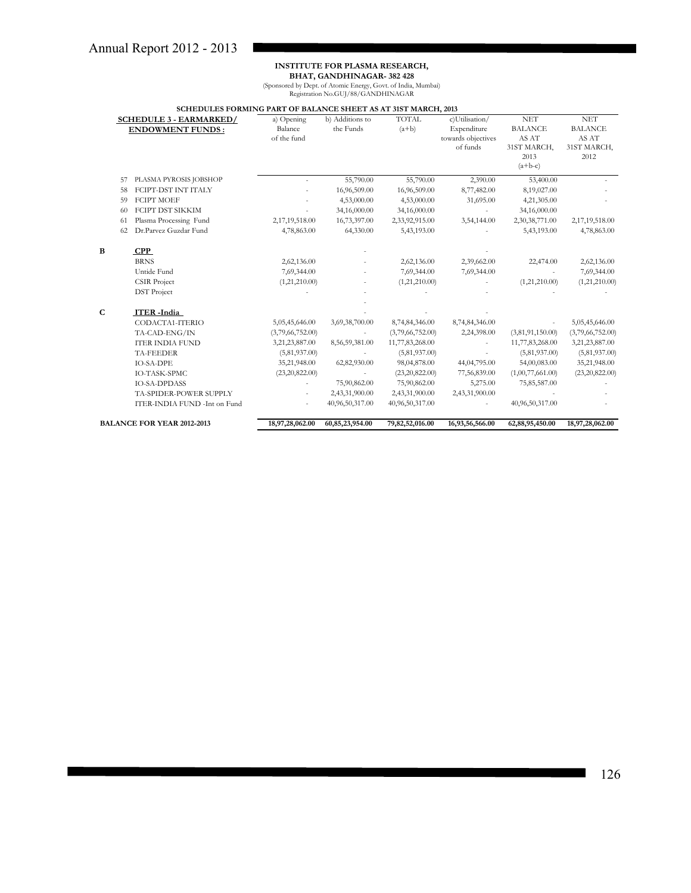**INSTITUTE FOR PLASMA RESEARCH,**
**BHAT, GANDHINAGAR- 382 428**
(Sponsored by Dept. of Atomic Energy, Govt. of India, Mumbai)
Registration No.GUJ/88/GANDHINAGAR

**SCHEDULES FORMING PART OF BALANCE SHEET AS AT 31ST MARCH, 2013**

| | | SCHEDULE 3 - EARMARKED/ ENDOWMENT FUNDS : | a) Opening Balance of the fund | b) Additions to the Funds | TOTAL (a+b) | c)Utilisation/ Expenditure towards objectives of funds | NET BALANCE AS AT 31ST MARCH, 2013 (a+b-c) | NET BALANCE AS AT 31ST MARCH, 2012 |
|---|---|---|---|---|---|---|---|---|
| | 57 | PLASMA PYROSIS JOBSHOP | - | 55,790.00 | 55,790.00 | 2,390.00 | 53,400.00 | - |
| | 58 | FCIPT-DST INT ITALY | - | 16,96,509.00 | 16,96,509.00 | 8,77,482.00 | 8,19,027.00 | - |
| | 59 | FCIPT MOEF | - | 4,53,000.00 | 4,53,000.00 | 31,695.00 | 4,21,305.00 | - |
| | 60 | FCIPT DST SIKKIM | - | 34,16,000.00 | 34,16,000.00 | - | 34,16,000.00 | |
| | 61 | Plasma Processing Fund | 2,17,19,518.00 | 16,73,397.00 | 2,33,92,915.00 | 3,54,144.00 | 2,30,38,771.00 | 2,17,19,518.00 |
| | 62 | Dr.Parvez Guzdar Fund | 4,78,863.00 | 64,330.00 | 5,43,193.00 | - | 5,43,193.00 | 4,78,863.00 |
| **B** | | **CPP** | | - | | - | | |
| | | BRNS | 2,62,136.00 | - | 2,62,136.00 | 2,39,662.00 | 22,474.00 | 2,62,136.00 |
| | | Untide Fund | 7,69,344.00 | - | 7,69,344.00 | 7,69,344.00 | - | 7,69,344.00 |
| | | CSIR Project | (1,21,210.00) | - | (1,21,210.00) | - | (1,21,210.00) | (1,21,210.00) |
| | | DST Project | - | - | - | - | - | - |
| | | | | - | | | | |
| **C** | | **ITER -India** | | - | - | - | | |
| | | CODACTA1-ITERIO | 5,05,45,646.00 | 3,69,38,700.00 | 8,74,84,346.00 | 8,74,84,346.00 | - | 5,05,45,646.00 |
| | | TA-CAD-ENG/IN | (3,79,66,752.00) | - | (3,79,66,752.00) | 2,24,398.00 | (3,81,91,150.00) | (3,79,66,752.00) |
| | | ITER INDIA FUND | 3,21,23,887.00 | 8,56,59,381.00 | 11,77,83,268.00 | - | 11,77,83,268.00 | 3,21,23,887.00 |
| | | TA-FEEDER | (5,81,937.00) | - | (5,81,937.00) | - | (5,81,937.00) | (5,81,937.00) |
| | | IO-SA-DPE | 35,21,948.00 | 62,82,930.00 | 98,04,878.00 | 44,04,795.00 | 54,00,083.00 | 35,21,948.00 |
| | | IO-TASK-SPMC | (23,20,822.00) | - | (23,20,822.00) | 77,56,839.00 | (1,00,77,661.00) | (23,20,822.00) |
| | | IO-SA-DPDASS | - | 75,90,862.00 | 75,90,862.00 | 5,275.00 | 75,85,587.00 | - |
| | | TA-SPIDER-POWER SUPPLY | - | 2,43,31,900.00 | 2,43,31,900.00 | 2,43,31,900.00 | - | - |
| | | ITER-INDIA FUND -Int on Fund | - | 40,96,50,317.00 | 40,96,50,317.00 | - | 40,96,50,317.00 | - |
| | | **BALANCE FOR YEAR 2012-2013** | **18,97,28,062.00** | **60,85,23,954.00** | **79,82,52,016.00** | **16,93,56,566.00** | **62,88,95,450.00** | **18,97,28,062.00** |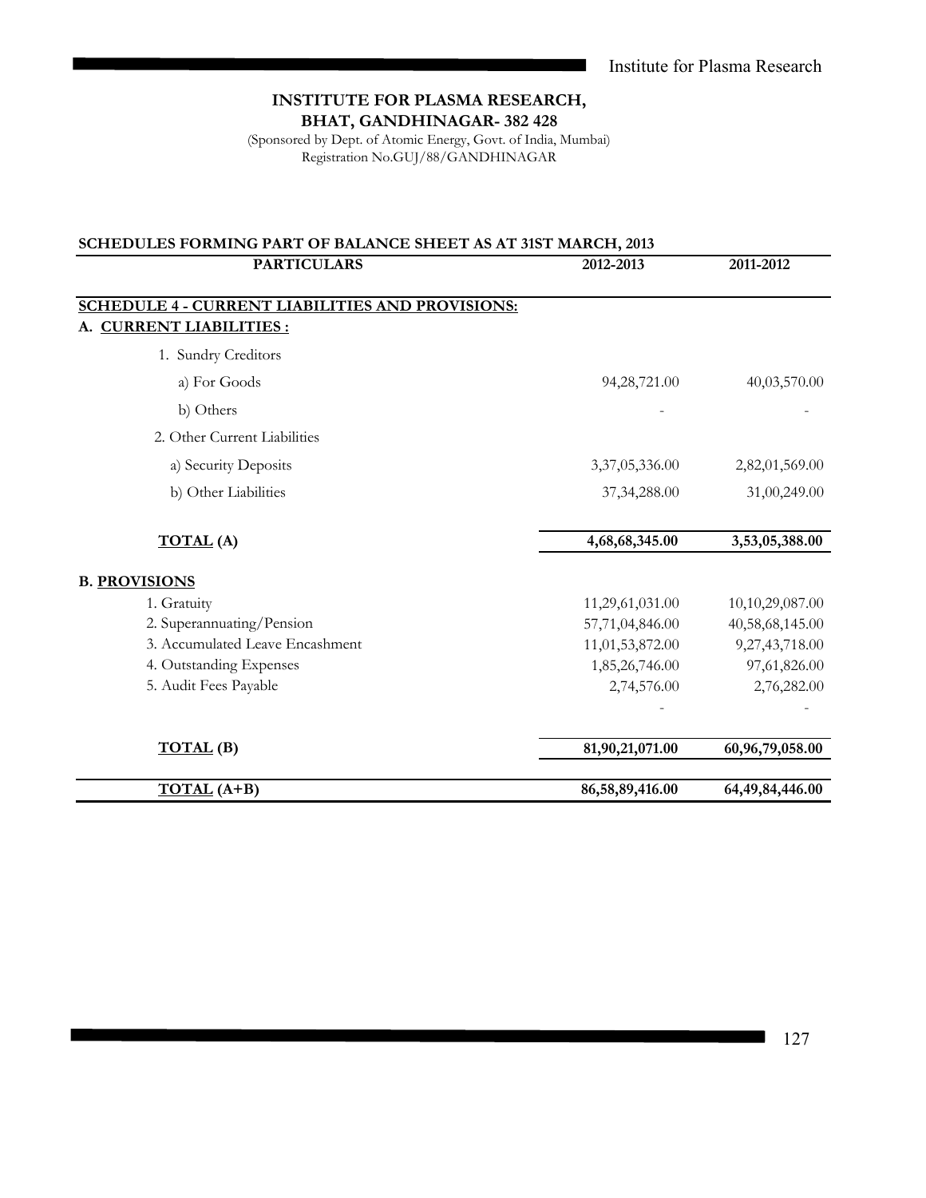**INSTITUTE FOR PLASMA RESEARCH,**
**BHAT, GANDHINAGAR- 382 428**

(Sponsored by Dept. of Atomic Energy, Govt. of India, Mumbai)
Registration No.GUJ/88/GANDHINAGAR

**SCHEDULES FORMING PART OF BALANCE SHEET AS AT 31ST MARCH, 2013**

| PARTICULARS | 2012-2013 | 2011-2012 |
|---|---|---|
| **SCHEDULE 4 - CURRENT LIABILITIES AND PROVISIONS:** | | |
| **A. CURRENT LIABILITIES :** | | |
| 1. Sundry Creditors | | |
| a) For Goods | 94,28,721.00 | 40,03,570.00 |
| b) Others | - | - |
| 2. Other Current Liabilities | | |
| a) Security Deposits | 3,37,05,336.00 | 2,82,01,569.00 |
| b) Other Liabilities | 37,34,288.00 | 31,00,249.00 |
| **TOTAL (A)** | **4,68,68,345.00** | **3,53,05,388.00** |
| **B. PROVISIONS** | | |
| 1. Gratuity | 11,29,61,031.00 | 10,10,29,087.00 |
| 2. Superannuating/Pension | 57,71,04,846.00 | 40,58,68,145.00 |
| 3. Accumulated Leave Encashment | 11,01,53,872.00 | 9,27,43,718.00 |
| 4. Outstanding Expenses | 1,85,26,746.00 | 97,61,826.00 |
| 5. Audit Fees Payable | 2,74,576.00 | 2,76,282.00 |
| | - | - |
| **TOTAL (B)** | **81,90,21,071.00** | **60,96,79,058.00** |
| **TOTAL (A+B)** | **86,58,89,416.00** | **64,49,84,446.00** |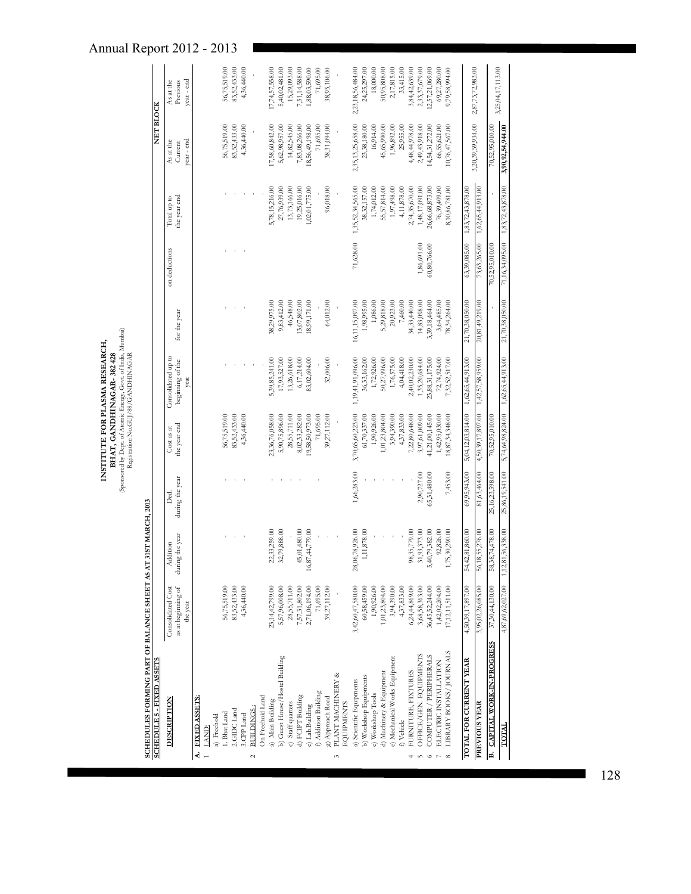# INSTITUTE FOR PLASMA RESEARCH,
## BHAT, GANDHINAGAR- 382 428
(Sponsored by Dept. of Atomic Energy, Govt. of India, Mumbai)
Registration No.GUJ/88/GANDHINAGAR

**SCHEDULES FORMING PART OF BALANCE SHEET AS AT 31ST MARCH, 2013**

**SCHEDULE 5 - FIXED ASSETS**

| DESCRIPTION | Consolidated Cost as at beginning of the year | Addition during the year | Ded. during the year | Cost as at the year end | Consolidated up to beginning of the year | for the year | on deductions | Total up to the year end | NET BLOCK As at the Current year - end | NET BLOCK As at the Previous year - end |
|---|---|---|---|---|---|---|---|---|---|---|
| **A. FIXED ASSETS:** | | | | | | | | | | |
| 1 LAND: | | | | | | | | | | |
| a) Freehold | | | | | | | | | | |
| 1. Bhat Land | 56,75,519.00 | - | - | 56,75,519.00 | - | - | - | - | 56,75,519.00 | 56,75,519.00 |
| 2.GIDC Land | 83,52,433.00 | - | - | 83,52,433.00 | - | - | - | - | 83,52,433.00 | 83,52,433.00 |
| 3.CPP Land | 4,36,440.00 | - | - | 4,36,440.00 | - | - | - | - | 4,36,440.00 | 4,36,440.00 |
| 2 BUILDINGS: | | | | | | | | | | |
| On Freehold Land | | | | | | | | | | |
| a) Main Building | 23,14,42,799.00 | 22,33,259.00 | - | 23,36,76,058.00 | 5,39,85,241.00 | 38,29,975.00 | - | 5,78,15,216.00 | 17,58,60,842.00 | 17,74,57,558.00 |
| b) Guest House/Hostel Building | 5,57,96,008.00 | 32,79,888.00 | - | 5,90,75,896.00 | 17,93,527.00 | 9,83,412.00 | - | 27,76,939.00 | 5,62,98,957.00 | 5,40,02,481.00 |
| c) Staff quarters | 28,55,711.00 | - | - | 28,55,711.00 | 13,26,618.00 | 46,548.00 | - | 13,73,166.00 | 14,82,545.00 | 15,29,093.00 |
| d) FCIPT Building | 7,57,31,802.00 | 45,01,480.00 | - | 8,02,33,282.00 | 6,17,214.00 | 13,07,802.00 | - | 19,25,016.00 | 7,83,08,266.00 | 7,51,14,588.00 |
| e) Lab.Building | 2,71,06,194.00 | 16,87,44,779.00 | - | 19,58,50,973.00 | 83,02,604.00 | 18,99,171.00 | - | 1,02,01,775.00 | 18,56,49,198.00 | 1,88,03,590.00 |
| f) Addition Building | 71,695.00 | - | - | 71,695.00 | - | - | - | - | 71,695.00 | 71,695.00 |
| g) Approach Road | 39,27,112.00 | - | - | 39,27,112.00 | 32,006.00 | 64,012.00 | - | 96,018.00 | 38,31,094.00 | 38,95,106.00 |
| 3 PLANT MACHINERY & EQUIPMENTS | | | | | | | | | | |
| a) Scientific Equipments | 3,42,60,47,580.00 | 28,06,78,926.00 | 1,66,283.00 | 3,70,65,60,223.00 | 1,19,41,91,096.00 | 16,11,15,097.00 | 71,628.00 | 1,35,52,34,565.00 | 2,35,13,25,658.00 | 2,23,18,56,484.00 |
| b) Workshop Equipments | 60,58,459.00 | 1,11,878.00 | - | 61,70,337.00 | 36,33,162.00 | 1,98,995.00 | - | 38,32,157.00 | 23,38,180.00 | 24,25,297.00 |
| c) Workshop Tools | 1,90,926.00 | - | - | 1,90,926.00 | 1,72,926.00 | 1,086.00 | - | 1,74,012.00 | 16,914.00 | 18,000.00 |
| d) Machinery & Equipment | 1,01,23,804.00 | - | - | 1,01,23,804.00 | 50,27,996.00 | 5,29,818.00 | - | 55,57,814.00 | 45,65,990.00 | 50,95,808.00 |
| e) Mechanical Works Equipment | 3,94,390.00 | - | - | 3,94,390.00 | 1,76,575.00 | 20,923.00 | - | 1,97,498.00 | 1,96,892.00 | 2,17,815.00 |
| f) Vehicle | 4,37,833.00 | - | - | 4,37,833.00 | 4,04,418.00 | 7,460.00 | - | 4,11,878.00 | 25,955.00 | 33,415.00 |
| 4 FURNITURE, FIXTURES | 6,24,44,869.00 | 98,35,779.00 | - | 7,22,80,648.00 | 2,40,02,230.00 | 34,33,440.00 | - | 2,74,35,670.00 | 4,48,44,978.00 | 3,84,42,639.00 |
| 5 OFFICE/GEN. EQUIPMENTS | 3,68,58,363.00 | 31,93,373.00 | 2,90,727.00 | 3,97,61,009.00 | 1,35,20,684.00 | 14,83,098.00 | 1,86,691.00 | 1,48,17,091.00 | 2,49,43,918.00 | 2,33,37,679.00 |
| 6 COMPUTER / PERIPHERALS | 36,45,52,244.00 | 5,40,79,382.00 | 65,31,480.00 | 41,21,00,145.00 | 23,88,31,175.00 | 3,39,18,464.00 | 60,80,766.00 | 26,66,68,873.00 | 14,54,31,272.00 | 12,57,21,069.00 |
| 7 ELECTRIC INSTALLATION | 1,42,02,204.00 | 92,826.00 | - | 1,42,95,030.00 | 72,74,924.00 | 3,64,485.00 | - | 76,39,409.00 | 66,55,621.00 | 69,27,280.00 |
| 8 LIBRARY BOOKS/ JOURNALS | 17,12,11,511.00 | 1,75,30,290.00 | 7,453.00 | 18,87,34,348.00 | 7,32,52,517.00 | 78,34,264.00 | - | 8,10,86,781.00 | 10,76,47,567.00 | 9,79,58,994.00 |
| **TOTAL FOR CURRENT YEAR** | 4,50,39,17,897.00 | 54,42,81,860.00 | 69,95,943.00 | 5,04,12,03,814.00 | 1,62,65,44,913.00 | 21,70,38,050.00 | 63,39,085.00 | 1,83,72,43,878.00 | 3,20,39,59,934.00 | 2,87,73,72,983.00 |
| **PREVIOUS YEAR** | 3,95,02,26,085.00 | 56,18,55,276.00 | 81,63,464.00 | 4,50,39,17,897.00 | 1,42,57,58,959.00 | 20,81,49,219.00 | 73,63,265.00 | 1,62,65,44,913.00 | | |
| **B. CAPITAL WORK-IN-PROGRESS** | 37,30,44,130.00 | 58,38,74,478.00 | 25,16,23,598.00 | 70,52,95,010.00 | | - | 70,52,95,010.00 | - | 70,52,95,010.00 | 37,30,44,130.00 |
| **TOTAL** | 4,87,69,62,027.00 | 1,12,81,56,338.00 | 25,86,19,541.00 | 5,74,64,98,824.00 | 1,62,65,44,913.00 | 21,70,38,050.00 | 71,16,34,095.00 | 1,83,72,43,878.00 | **3,90,92,54,944.00** | 3,25,04,17,113.00 |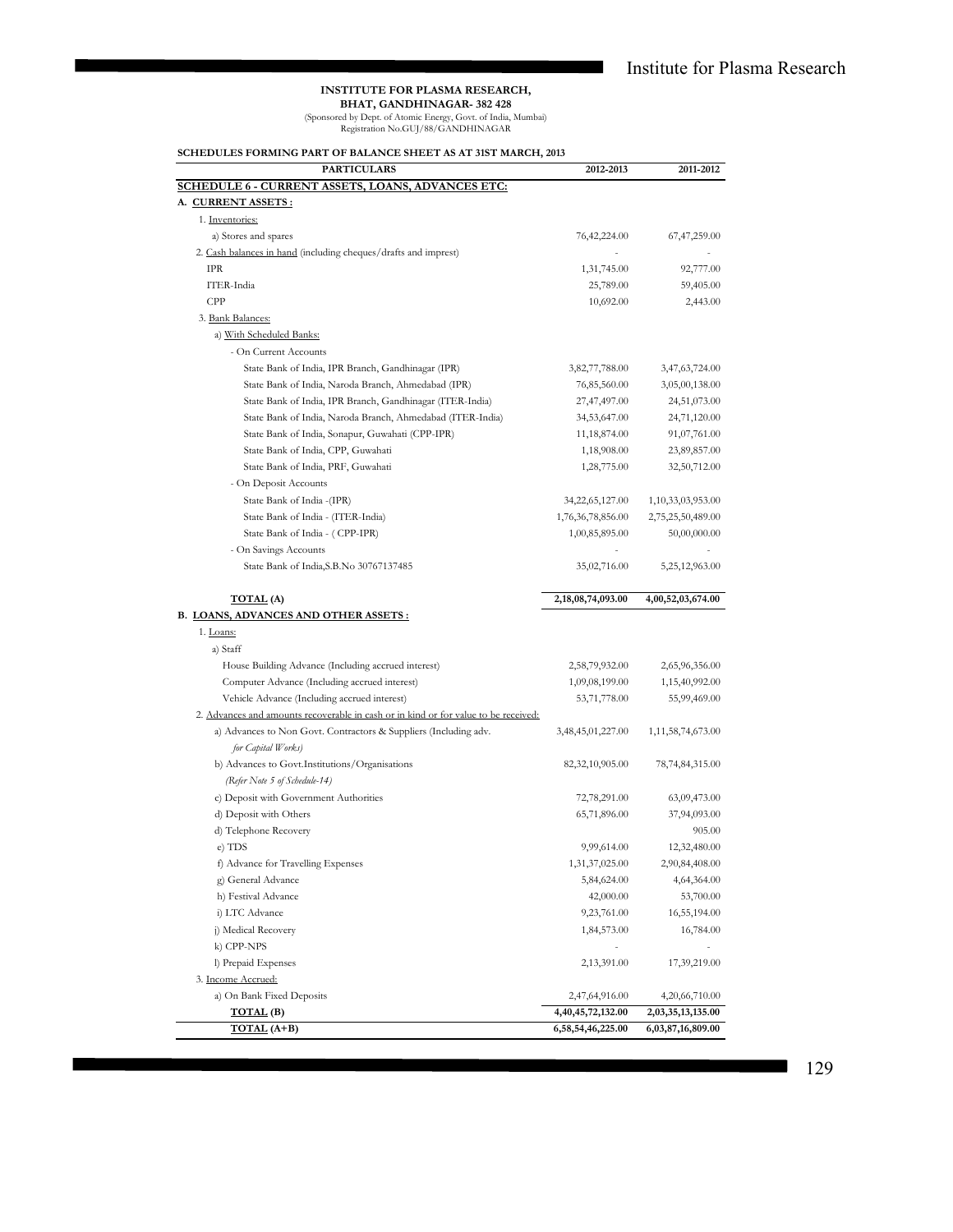**INSTITUTE FOR PLASMA RESEARCH,**
**BHAT, GANDHINAGAR- 382 428**
(Sponsored by Dept. of Atomic Energy, Govt. of India, Mumbai)
Registration No.GUJ/88/GANDHINAGAR

**SCHEDULES FORMING PART OF BALANCE SHEET AS AT 31ST MARCH, 2013**

| PARTICULARS | 2012-2013 | 2011-2012 |
|---|---|---|
| **SCHEDULE 6 - CURRENT ASSETS, LOANS, ADVANCES ETC:** | | |
| **A. CURRENT ASSETS :** | | |
| 1. Inventories: | | |
| a) Stores and spares | 76,42,224.00 | 67,47,259.00 |
| 2. Cash balances in hand (including cheques/drafts and imprest) | - | - |
| IPR | 1,31,745.00 | 92,777.00 |
| ITER-India | 25,789.00 | 59,405.00 |
| CPP | 10,692.00 | 2,443.00 |
| 3. Bank Balances: | | |
| a) With Scheduled Banks: | | |
| - On Current Accounts | | |
| State Bank of India, IPR Branch, Gandhinagar (IPR) | 3,82,77,788.00 | 3,47,63,724.00 |
| State Bank of India, Naroda Branch, Ahmedabad (IPR) | 76,85,560.00 | 3,05,00,138.00 |
| State Bank of India, IPR Branch, Gandhinagar (ITER-India) | 27,47,497.00 | 24,51,073.00 |
| State Bank of India, Naroda Branch, Ahmedabad (ITER-India) | 34,53,647.00 | 24,71,120.00 |
| State Bank of India, Sonapur, Guwahati (CPP-IPR) | 11,18,874.00 | 91,07,761.00 |
| State Bank of India, CPP, Guwahati | 1,18,908.00 | 23,89,857.00 |
| State Bank of India, PRF, Guwahati | 1,28,775.00 | 32,50,712.00 |
| - On Deposit Accounts | | |
| State Bank of India -(IPR) | 34,22,65,127.00 | 1,10,33,03,953.00 |
| State Bank of India - (ITER-India) | 1,76,36,78,856.00 | 2,75,25,50,489.00 |
| State Bank of India - ( CPP-IPR) | 1,00,85,895.00 | 50,00,000.00 |
| - On Savings Accounts | - | - |
| State Bank of India,S.B.No 30767137485 | 35,02,716.00 | 5,25,12,963.00 |
| **TOTAL (A)** | **2,18,08,74,093.00** | **4,00,52,03,674.00** |
| **B. LOANS, ADVANCES AND OTHER ASSETS :** | | |
| 1. Loans: | | |
| a) Staff | | |
| House Building Advance (Including accrued interest) | 2,58,79,932.00 | 2,65,96,356.00 |
| Computer Advance (Including accrued interest) | 1,09,08,199.00 | 1,15,40,992.00 |
| Vehicle Advance (Including accrued interest) | 53,71,778.00 | 55,99,469.00 |
| 2. Advances and amounts recoverable in cash or in kind or for value to be received: | | |
| a) Advances to Non Govt. Contractors & Suppliers (Including adv. *for Capital Works)* | 3,48,45,01,227.00 | 1,11,58,74,673.00 |
| b) Advances to Govt.Institutions/Organisations *(Refer Note 5 of Schedule-14)* | 82,32,10,905.00 | 78,74,84,315.00 |
| c) Deposit with Government Authorities | 72,78,291.00 | 63,09,473.00 |
| d) Deposit with Others | 65,71,896.00 | 37,94,093.00 |
| d) Telephone Recovery | | 905.00 |
| e) TDS | 9,99,614.00 | 12,32,480.00 |
| f) Advance for Travelling Expenses | 1,31,37,025.00 | 2,90,84,408.00 |
| g) General Advance | 5,84,624.00 | 4,64,364.00 |
| h) Festival Advance | 42,000.00 | 53,700.00 |
| i) LTC Advance | 9,23,761.00 | 16,55,194.00 |
| j) Medical Recovery | 1,84,573.00 | 16,784.00 |
| k) CPP-NPS | - | - |
| l) Prepaid Expenses | 2,13,391.00 | 17,39,219.00 |
| 3. Income Accrued: | | |
| a) On Bank Fixed Deposits | 2,47,64,916.00 | 4,20,66,710.00 |
| **TOTAL (B)** | **4,40,45,72,132.00** | **2,03,35,13,135.00** |
| **TOTAL (A+B)** | **6,58,54,46,225.00** | **6,03,87,16,809.00** |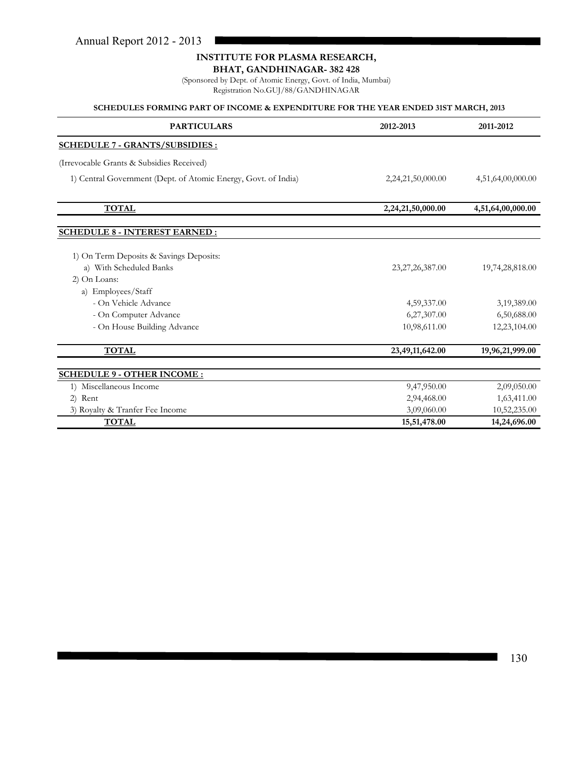**INSTITUTE FOR PLASMA RESEARCH,**
**BHAT, GANDHINAGAR- 382 428**

(Sponsored by Dept. of Atomic Energy, Govt. of India, Mumbai)
Registration No.GUJ/88/GANDHINAGAR

**SCHEDULES FORMING PART OF INCOME & EXPENDITURE FOR THE YEAR ENDED 31ST MARCH, 2013**

| PARTICULARS | 2012-2013 | 2011-2012 |
|---|---|---|
| **SCHEDULE 7 - GRANTS/SUBSIDIES :** | | |
| (Irrevocable Grants & Subsidies Received) | | |
| 1) Central Government (Dept. of Atomic Energy, Govt. of India) | 2,24,21,50,000.00 | 4,51,64,00,000.00 |
| **TOTAL** | **2,24,21,50,000.00** | **4,51,64,00,000.00** |
| **SCHEDULE 8 - INTEREST EARNED :** | | |
| 1) On Term Deposits & Savings Deposits: | | |
| a) With Scheduled Banks | 23,27,26,387.00 | 19,74,28,818.00 |
| 2) On Loans: | | |
| a) Employees/Staff | | |
| - On Vehicle Advance | 4,59,337.00 | 3,19,389.00 |
| - On Computer Advance | 6,27,307.00 | 6,50,688.00 |
| - On House Building Advance | 10,98,611.00 | 12,23,104.00 |
| **TOTAL** | **23,49,11,642.00** | **19,96,21,999.00** |
| **SCHEDULE 9 - OTHER INCOME :** | | |
| 1) Miscellaneous Income | 9,47,950.00 | 2,09,050.00 |
| 2) Rent | 2,94,468.00 | 1,63,411.00 |
| 3) Royalty & Tranfer Fee Income | 3,09,060.00 | 10,52,235.00 |
| **TOTAL** | **15,51,478.00** | **14,24,696.00** |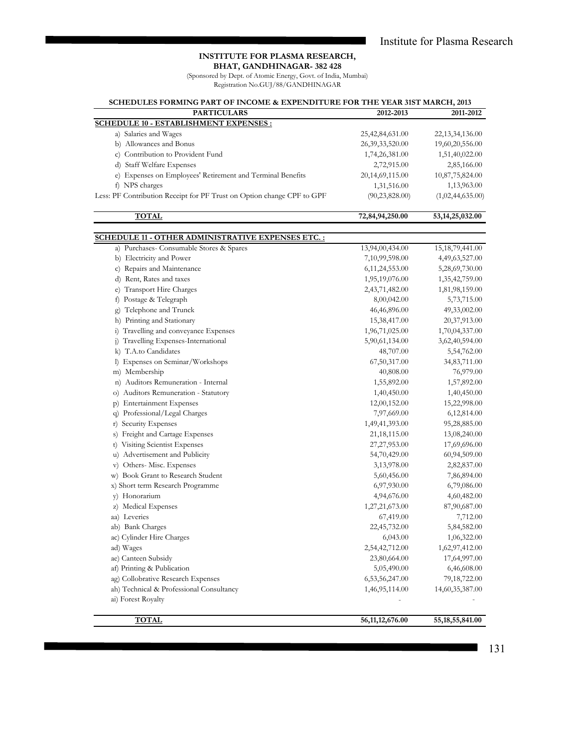**INSTITUTE FOR PLASMA RESEARCH,**
**BHAT, GANDHINAGAR- 382 428**

(Sponsored by Dept. of Atomic Energy, Govt. of India, Mumbai)
Registration No.GUJ/88/GANDHINAGAR

**SCHEDULES FORMING PART OF INCOME & EXPENDITURE FOR THE YEAR 31ST MARCH, 2013**

| PARTICULARS | 2012-2013 | 2011-2012 |
|---|---|---|
| **SCHEDULE 10 - ESTABLISHMENT EXPENSES :** | | |
| a) Salaries and Wages | 25,42,84,631.00 | 22,13,34,136.00 |
| b) Allowances and Bonus | 26,39,33,520.00 | 19,60,20,556.00 |
| c) Contribution to Provident Fund | 1,74,26,381.00 | 1,51,40,022.00 |
| d) Staff Welfare Expenses | 2,72,915.00 | 2,85,166.00 |
| e) Expenses on Employees' Retirement and Terminal Benefits | 20,14,69,115.00 | 10,87,75,824.00 |
| f) NPS charges | 1,31,516.00 | 1,13,963.00 |
| Less: PF Contribution Receipt for PF Trust on Option change CPF to GPF | (90,23,828.00) | (1,02,44,635.00) |
| **TOTAL** | **72,84,94,250.00** | **53,14,25,032.00** |

| PARTICULARS | 2012-2013 | 2011-2012 |
|---|---|---|
| **SCHEDULE 11 - OTHER ADMINISTRATIVE EXPENSES ETC. :** | | |
| a) Purchases- Consumable Stores & Spares | 13,94,00,434.00 | 15,18,79,441.00 |
| b) Electricity and Power | 7,10,99,598.00 | 4,49,63,527.00 |
| c) Repairs and Maintenance | 6,11,24,553.00 | 5,28,69,730.00 |
| d) Rent, Rates and taxes | 1,95,19,076.00 | 1,35,42,759.00 |
| e) Transport Hire Charges | 2,43,71,482.00 | 1,81,98,159.00 |
| f) Postage & Telegraph | 8,00,042.00 | 5,73,715.00 |
| g) Telephone and Trunck | 46,46,896.00 | 49,33,002.00 |
| h) Printing and Stationary | 15,38,417.00 | 20,37,913.00 |
| i) Travelling and conveyance Expenses | 1,96,71,025.00 | 1,70,04,337.00 |
| j) Travelling Expenses-International | 5,90,61,134.00 | 3,62,40,594.00 |
| k) T.A.to Candidates | 48,707.00 | 5,54,762.00 |
| l) Expenses on Seminar/Workshops | 67,50,317.00 | 34,83,711.00 |
| m) Membership | 40,808.00 | 76,979.00 |
| n) Auditors Remuneration - Internal | 1,55,892.00 | 1,57,892.00 |
| o) Auditors Remuneration - Statutory | 1,40,450.00 | 1,40,450.00 |
| p) Entertainment Expenses | 12,00,152.00 | 15,22,998.00 |
| q) Professional/Legal Charges | 7,97,669.00 | 6,12,814.00 |
| r) Security Expenses | 1,49,41,393.00 | 95,28,885.00 |
| s) Freight and Cartage Expenses | 21,18,115.00 | 13,08,240.00 |
| t) Visiting Scientist Expenses | 27,27,953.00 | 17,69,696.00 |
| u) Advertisement and Publicity | 54,70,429.00 | 60,94,509.00 |
| v) Others- Misc. Expenses | 3,13,978.00 | 2,82,837.00 |
| w) Book Grant to Research Student | 5,60,456.00 | 7,86,894.00 |
| x) Short term Research Programme | 6,97,930.00 | 6,79,086.00 |
| y) Honorarium | 4,94,676.00 | 4,60,482.00 |
| z) Medical Expenses | 1,27,21,673.00 | 87,90,687.00 |
| aa) Leveries | 67,419.00 | 7,712.00 |
| ab) Bank Charges | 22,45,732.00 | 5,84,582.00 |
| ac) Cylinder Hire Charges | 6,043.00 | 1,06,322.00 |
| ad) Wages | 2,54,42,712.00 | 1,62,97,412.00 |
| ae) Canteen Subsidy | 23,80,664.00 | 17,64,997.00 |
| af) Printing & Publication | 5,05,490.00 | 6,46,608.00 |
| ag) Collobrative Research Expenses | 6,53,56,247.00 | 79,18,722.00 |
| ah) Technical & Professional Consultancy | 1,46,95,114.00 | 14,60,35,387.00 |
| ai) Forest Royalty | - | - |
| **TOTAL** | **56,11,12,676.00** | **55,18,55,841.00** |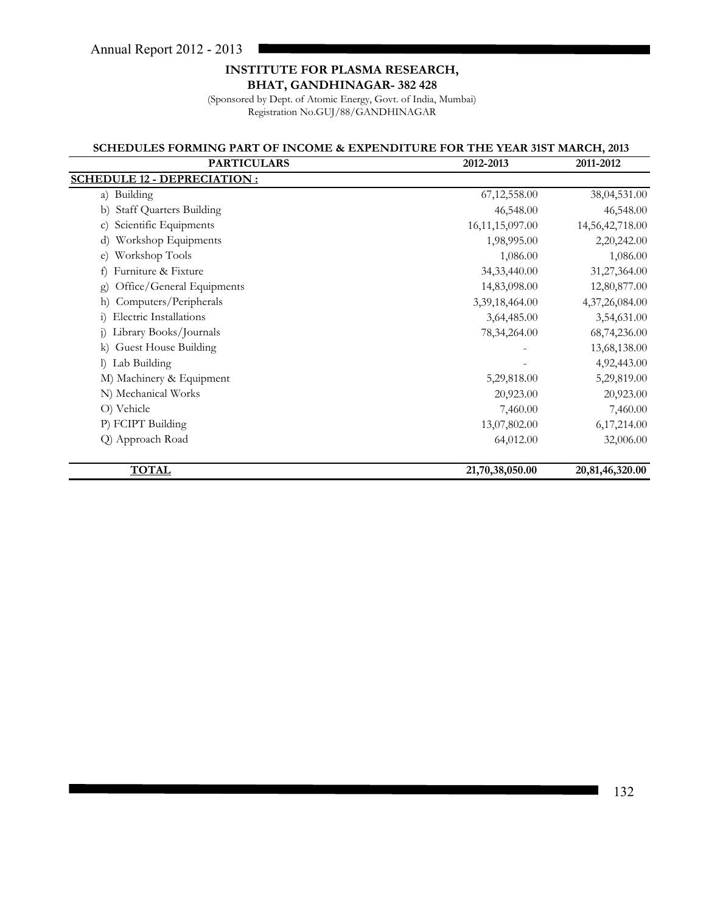**INSTITUTE FOR PLASMA RESEARCH,**
**BHAT, GANDHINAGAR- 382 428**

(Sponsored by Dept. of Atomic Energy, Govt. of India, Mumbai)
Registration No.GUJ/88/GANDHINAGAR

**SCHEDULES FORMING PART OF INCOME & EXPENDITURE FOR THE YEAR 31ST MARCH, 2013**

| PARTICULARS | 2012-2013 | 2011-2012 |
|---|---|---|
| **SCHEDULE 12 - DEPRECIATION :** | | |
| a) Building | 67,12,558.00 | 38,04,531.00 |
| b) Staff Quarters Building | 46,548.00 | 46,548.00 |
| c) Scientific Equipments | 16,11,15,097.00 | 14,56,42,718.00 |
| d) Workshop Equipments | 1,98,995.00 | 2,20,242.00 |
| e) Workshop Tools | 1,086.00 | 1,086.00 |
| f) Furniture & Fixture | 34,33,440.00 | 31,27,364.00 |
| g) Office/General Equipments | 14,83,098.00 | 12,80,877.00 |
| h) Computers/Peripherals | 3,39,18,464.00 | 4,37,26,084.00 |
| i) Electric Installations | 3,64,485.00 | 3,54,631.00 |
| j) Library Books/Journals | 78,34,264.00 | 68,74,236.00 |
| k) Guest House Building | - | 13,68,138.00 |
| l) Lab Building | - | 4,92,443.00 |
| M) Machinery & Equipment | 5,29,818.00 | 5,29,819.00 |
| N) Mechanical Works | 20,923.00 | 20,923.00 |
| O) Vehicle | 7,460.00 | 7,460.00 |
| P) FCIPT Building | 13,07,802.00 | 6,17,214.00 |
| Q) Approach Road | 64,012.00 | 32,006.00 |
| **TOTAL** | **21,70,38,050.00** | **20,81,46,320.00** |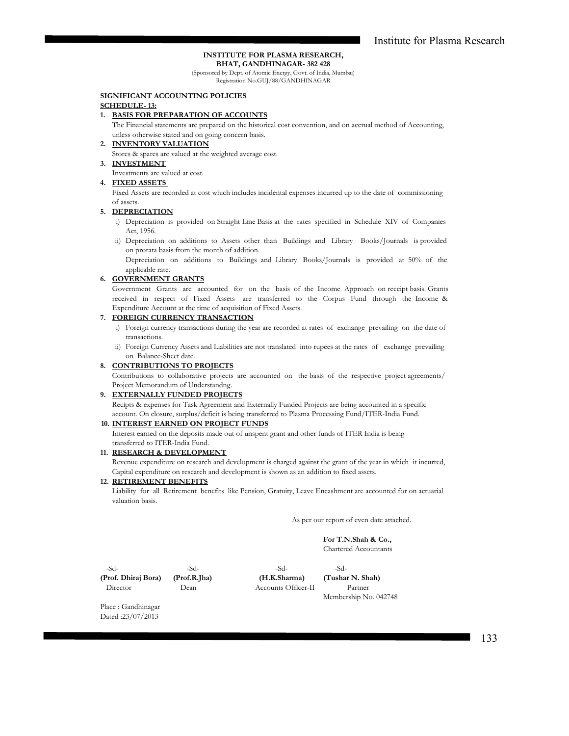**INSTITUTE FOR PLASMA RESEARCH,**
**BHAT, GANDHINAGAR- 382 428**
(Sponsored by Dept. of Atomic Energy, Govt. of India, Mumbai)
Registration No.GUJ/88/GANDHINAGAR

**SIGNIFICANT ACCOUNTING POLICIES**

**SCHEDULE- 13:**

1. **BASIS FOR PREPARATION OF ACCOUNTS**

   The Financial statements are prepared on the historical cost convention, and on accrual method of Accounting, unless otherwise stated and on going concern basis.

2. **INVENTORY VALUATION**

   Stores & spares are valued at the weighted average cost.

3. **INVESTMENT**

   Investments are valued at cost.

4. **FIXED ASSETS**

   Fixed Assets are recorded at cost which includes incidental expenses incurred up to the date of commissioning of assets.

5. **DEPRECIATION**

   i) Depreciation is provided on Straight Line Basis at the rates specified in Schedule XIV of Companies Act, 1956.

   ii) Depreciation on additions to Assets other than Buildings and Library Books/Journals is provided on prorata basis from the month of addition.

   Depreciation on additions to Buildings and Library Books/Journals is provided at 50% of the applicable rate.

6. **GOVERNMENT GRANTS**

   Government Grants are accounted for on the basis of the Income Approach on receipt basis. Grants received in respect of Fixed Assets are transferred to the Corpus Fund through the Income & Expenditure Account at the time of acquisition of Fixed Assets.

7. **FOREIGN CURRENCY TRANSACTION**

   i) Foreign currency transactions during the year are recorded at rates of exchange prevailing on the date of transactions.

   ii) Foreign Currency Assets and Liabilities are not translated into rupees at the rates of exchange prevailing on Balance-Sheet date.

8. **CONTRIBUTIONS TO PROJECTS**

   Contributions to collaborative projects are accounted on the basis of the respective project agreements/ Project Memorandum of Understandng.

9. **EXTERNALLY FUNDED PROJECTS**

   Recipts & expenses for Task Agreement and Externally Funded Projects are being accounted in a specific account. On closure, surplus/deficit is being transferred to Plasma Processing Fund/ITER-India Fund.

10. **INTEREST EARNED ON PROJECT FUNDS**

    Interest earned on the deposits made out of unspent grant and other funds of ITER India is being transferred to ITER-India Fund.

11. **RESEARCH & DEVELOPMENT**

    Revenue expenditure on research and development is charged against the grant of the year in which it incurred, Capital expenditure on research and development is shown as an addition to fixed assets.

12. **RETIREMENT BENEFITS**

    Liability for all Retirement benefits like Pension, Gratuity, Leave Encashment are accounted for on actuarial valuation basis.

As per our report of even date attached.

**For T.N.Shah & Co.,**
Chartered Accountants

| -Sd- | -Sd- | -Sd- | -Sd- |
|---|---|---|---|
| **(Prof. Dhiraj Bora)** | **(Prof.R.Jha)** | **(H.K.Sharma)** | **(Tushar N. Shah)** |
| Director | Dean | Accounts Officer-II | Partner |
| | | | Membership No. 042748 |

Place : Gandhinagar
Dated :23/07/2013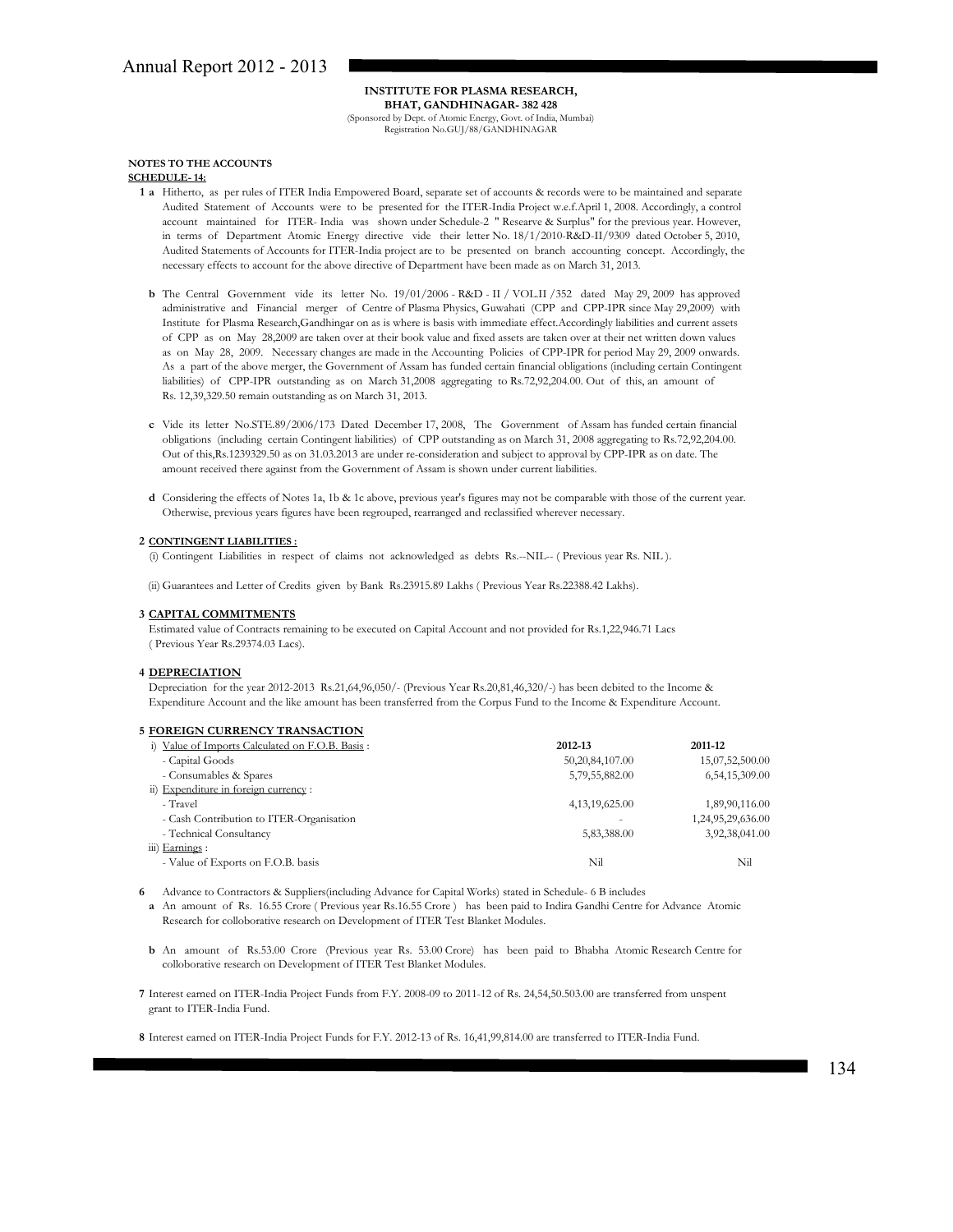**INSTITUTE FOR PLASMA RESEARCH,**
**BHAT, GANDHINAGAR- 382 428**
(Sponsored by Dept. of Atomic Energy, Govt. of India, Mumbai)
Registration No.GUJ/88/GANDHINAGAR

**NOTES TO THE ACCOUNTS**

**SCHEDULE- 14:**

**1 a** Hitherto, as per rules of ITER India Empowered Board, separate set of accounts & records were to be maintained and separate Audited Statement of Accounts were to be presented for the ITER-India Project w.e.f.April 1, 2008. Accordingly, a control account maintained for ITER- India was shown under Schedule-2 " Researve & Surplus" for the previous year. However, in terms of Department Atomic Energy directive vide their letter No. 18/1/2010-R&D-II/9309 dated October 5, 2010, Audited Statements of Accounts for ITER-India project are to be presented on branch accounting concept. Accordingly, the necessary effects to account for the above directive of Department have been made as on March 31, 2013.

**b** The Central Government vide its letter No. 19/01/2006 - R&D - II / VOL.II /352 dated May 29, 2009 has approved administrative and Financial merger of Centre of Plasma Physics, Guwahati (CPP and CPP-IPR since May 29,2009) with Institute for Plasma Research,Gandhingar on as is where is basis with immediate effect.Accordingly liabilities and current assets of CPP as on May 28,2009 are taken over at their book value and fixed assets are taken over at their net written down values as on May 28, 2009. Necessary changes are made in the Accounting Policies of CPP-IPR for period May 29, 2009 onwards. As a part of the above merger, the Government of Assam has funded certain financial obligations (including certain Contingent liabilities) of CPP-IPR outstanding as on March 31,2008 aggregating to Rs.72,92,204.00. Out of this, an amount of Rs. 12,39,329.50 remain outstanding as on March 31, 2013.

**c** Vide its letter No.STE.89/2006/173 Dated December 17, 2008, The Government of Assam has funded certain financial obligations (including certain Contingent liabilities) of CPP outstanding as on March 31, 2008 aggregating to Rs.72,92,204.00. Out of this,Rs.1239329.50 as on 31.03.2013 are under re-consideration and subject to approval by CPP-IPR as on date. The amount received there against from the Government of Assam is shown under current liabilities.

**d** Considering the effects of Notes 1a, 1b & 1c above, previous year's figures may not be comparable with those of the current year. Otherwise, previous years figures have been regrouped, rearranged and reclassified wherever necessary.

**2 CONTINGENT LIABILITIES :**

(i) Contingent Liabilities in respect of claims not acknowledged as debts Rs.--NIL-- ( Previous year Rs. NIL ).

(ii) Guarantees and Letter of Credits given by Bank Rs.23915.89 Lakhs ( Previous Year Rs.22388.42 Lakhs).

**3 CAPITAL COMMITMENTS**

Estimated value of Contracts remaining to be executed on Capital Account and not provided for Rs.1,22,946.71 Lacs ( Previous Year Rs.29374.03 Lacs).

**4 DEPRECIATION**

Depreciation for the year 2012-2013 Rs.21,64,96,050/- (Previous Year Rs.20,81,46,320/-) has been debited to the Income & Expenditure Account and the like amount has been transferred from the Corpus Fund to the Income & Expenditure Account.

**5 FOREIGN CURRENCY TRANSACTION**

| | 2012-13 | 2011-12 |
|---|---|---|
| i) Value of Imports Calculated on F.O.B. Basis : | | |
| - Capital Goods | 50,20,84,107.00 | 15,07,52,500.00 |
| - Consumables & Spares | 5,79,55,882.00 | 6,54,15,309.00 |
| ii) Expenditure in foreign currency : | | |
| - Travel | 4,13,19,625.00 | 1,89,90,116.00 |
| - Cash Contribution to ITER-Organisation | - | 1,24,95,29,636.00 |
| - Technical Consultancy | 5,83,388.00 | 3,92,38,041.00 |
| iii) Earnings : | | |
| - Value of Exports on F.O.B. basis | Nil | Nil |

**6** Advance to Contractors & Suppliers(including Advance for Capital Works) stated in Schedule- 6 B includes

**a** An amount of Rs. 16.55 Crore ( Previous year Rs.16.55 Crore ) has been paid to Indira Gandhi Centre for Advance Atomic Research for colloborative research on Development of ITER Test Blanket Modules.

**b** An amount of Rs.53.00 Crore (Previous year Rs. 53.00 Crore) has been paid to Bhabha Atomic Research Centre for colloborative research on Development of ITER Test Blanket Modules.

**7** Interest earned on ITER-India Project Funds from F.Y. 2008-09 to 2011-12 of Rs. 24,54,50.503.00 are transferred from unspent grant to ITER-India Fund.

**8** Interest earned on ITER-India Project Funds for F.Y. 2012-13 of Rs. 16,41,99,814.00 are transferred to ITER-India Fund.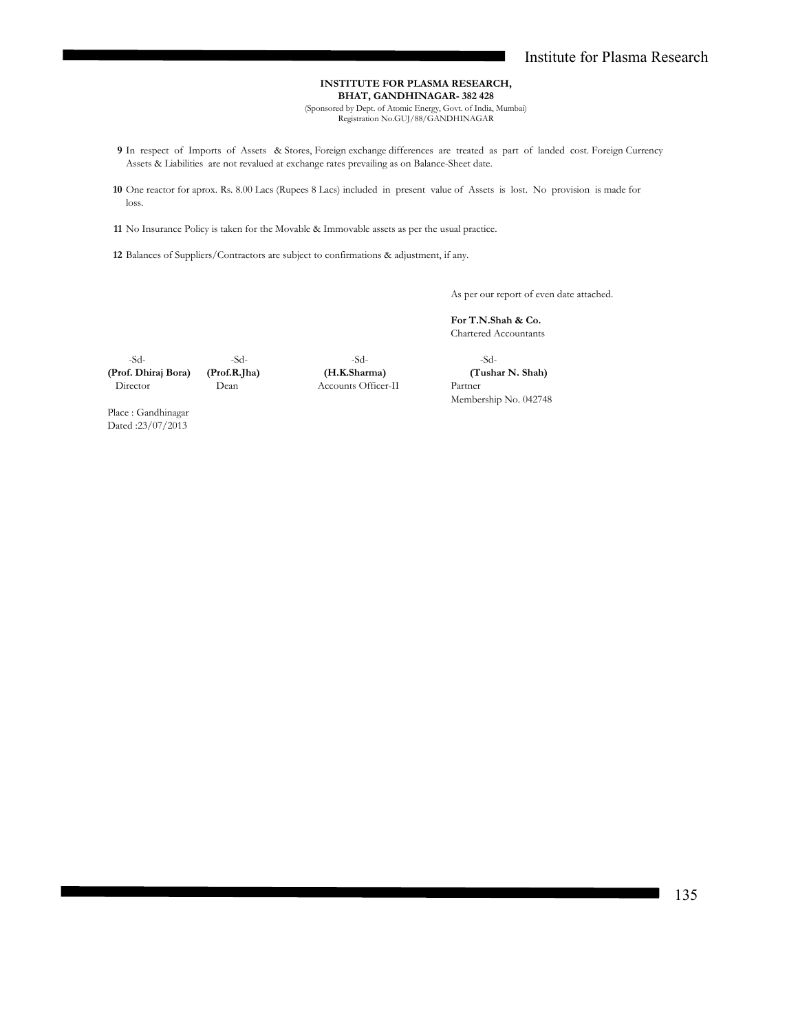**INSTITUTE FOR PLASMA RESEARCH,**
**BHAT, GANDHINAGAR- 382 428**
(Sponsored by Dept. of Atomic Energy, Govt. of India, Mumbai)
Registration No.GUJ/88/GANDHINAGAR

**9** In respect of Imports of Assets & Stores, Foreign exchange differences are treated as part of landed cost. Foreign Currency Assets & Liabilities are not revalued at exchange rates prevailing as on Balance-Sheet date.

**10** One reactor for aprox. Rs. 8.00 Lacs (Rupees 8 Lacs) included in present value of Assets is lost. No provision is made for loss.

**11** No Insurance Policy is taken for the Movable & Immovable assets as per the usual practice.

**12** Balances of Suppliers/Contractors are subject to confirmations & adjustment, if any.

As per our report of even date attached.

**For T.N.Shah & Co.**
Chartered Accountants

| -Sd- | -Sd- | -Sd- | -Sd- |
|---|---|---|---|
| **(Prof. Dhiraj Bora)** | **(Prof.R.Jha)** | **(H.K.Sharma)** | **(Tushar N. Shah)** |
| Director | Dean | Accounts Officer-II | Partner |
| | | | Membership No. 042748 |

Place : Gandhinagar
Dated :23/07/2013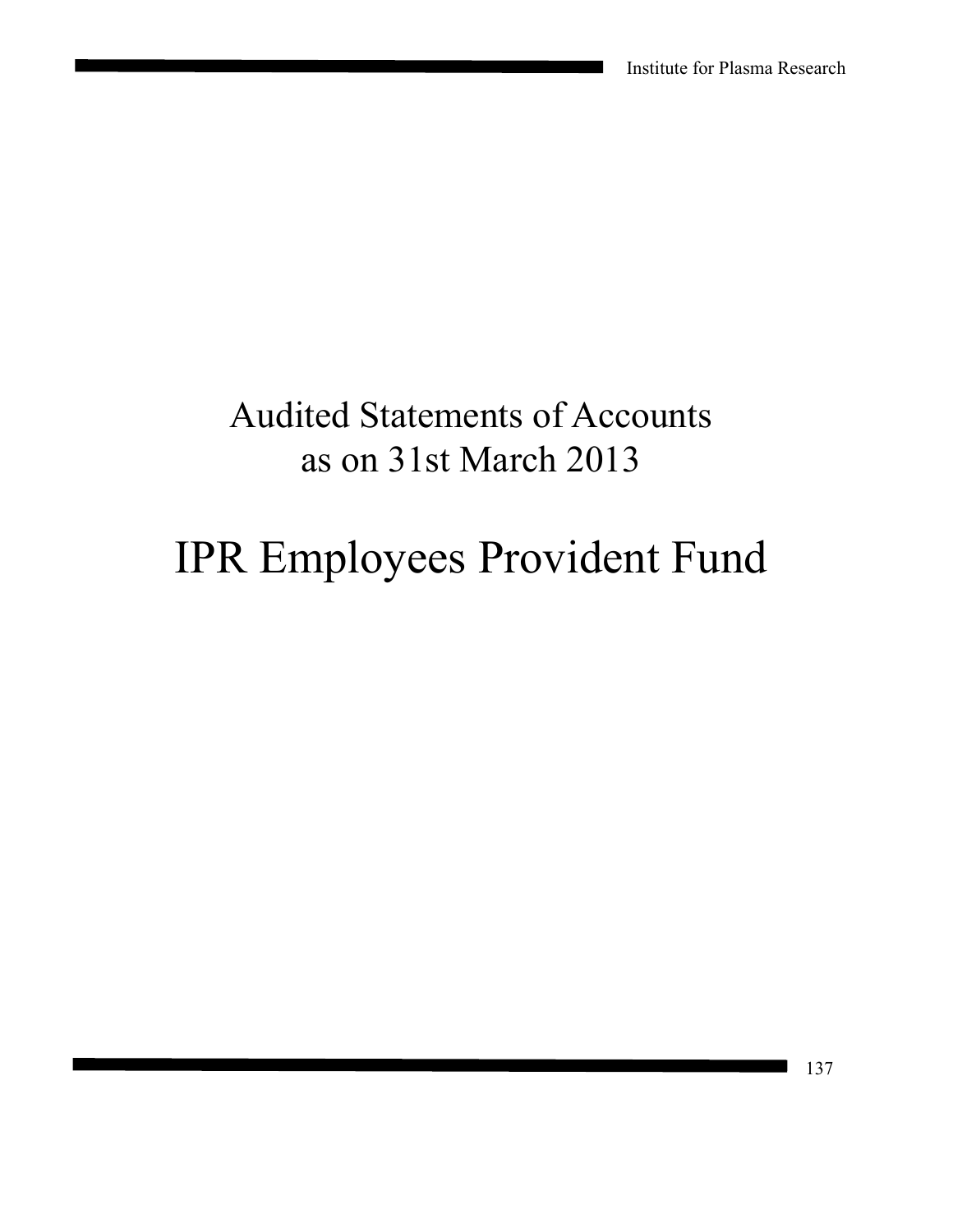# Audited Statements of Accounts as on 31st March 2013

# IPR Employees Provident Fund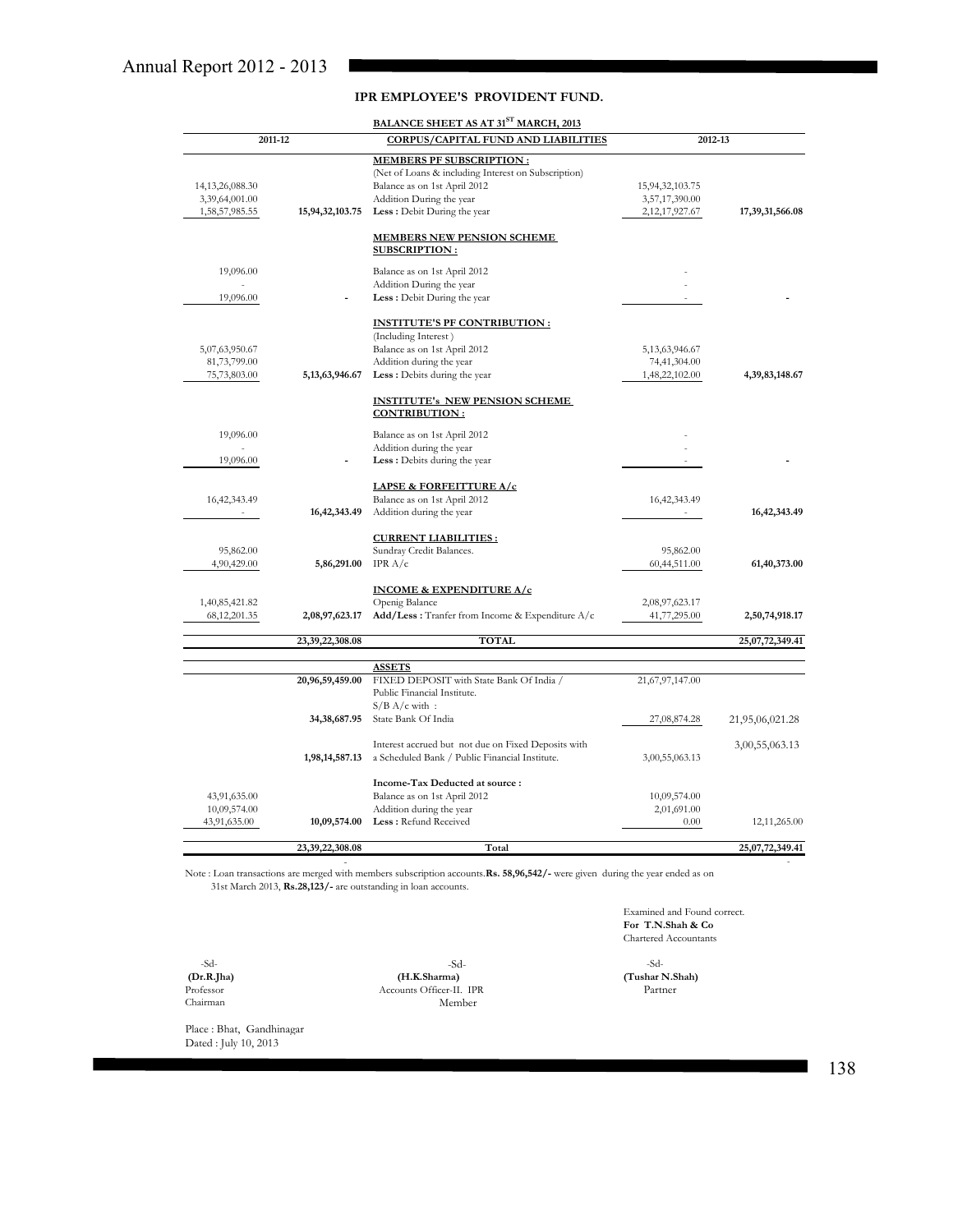## IPR EMPLOYEE'S PROVIDENT FUND.

### BALANCE SHEET AS AT 31ST MARCH, 2013

| 2011-12 | | CORPUS/CAPITAL FUND AND LIABILITIES | 2012-13 | |
|---|---|---|---|---|
| | | **MEMBERS PF SUBSCRIPTION :** | | |
| | | (Net of Loans & including Interest on Subscription) | | |
| 14,13,26,088.30 | | Balance as on 1st April 2012 | 15,94,32,103.75 | |
| 3,39,64,001.00 | | Addition During the year | 3,57,17,390.00 | |
| 1,58,57,985.55 | **15,94,32,103.75** | **Less :** Debit During the year | 2,12,17,927.67 | **17,39,31,566.08** |
| | | **MEMBERS NEW PENSION SCHEME SUBSCRIPTION :** | | |
| 19,096.00 | | Balance as on 1st April 2012 | - | |
| - | | Addition During the year | - | |
| 19,096.00 | - | **Less :** Debit During the year | - | - |
| | | **INSTITUTE'S PF CONTRIBUTION :** | | |
| | | (Including Interest ) | | |
| 5,07,63,950.67 | | Balance as on 1st April 2012 | 5,13,63,946.67 | |
| 81,73,799.00 | | Addition during the year | 74,41,304.00 | |
| 75,73,803.00 | **5,13,63,946.67** | **Less :** Debits during the year | 1,48,22,102.00 | **4,39,83,148.67** |
| | | **INSTITUTE's NEW PENSION SCHEME CONTRIBUTION :** | | |
| 19,096.00 | | Balance as on 1st April 2012 | - | |
| - | | Addition during the year | - | |
| 19,096.00 | - | **Less :** Debits during the year | - | - |
| | | **LAPSE & FORFEITTURE A/c** | | |
| 16,42,343.49 | | Balance as on 1st April 2012 | 16,42,343.49 | |
| - | **16,42,343.49** | Addition during the year | - | **16,42,343.49** |
| | | **CURRENT LIABILITIES :** | | |
| 95,862.00 | | Sundray Credit Balances. | 95,862.00 | |
| 4,90,429.00 | **5,86,291.00** | IPR A/c | 60,44,511.00 | **61,40,373.00** |
| | | **INCOME & EXPENDITURE A/c** | | |
| 1,40,85,421.82 | | Openig Balance | 2,08,97,623.17 | |
| 68,12,201.35 | **2,08,97,623.17** | **Add/Less :** Tranfer from Income & Expenditure A/c | 41,77,295.00 | **2,50,74,918.17** |
| | **23,39,22,308.08** | **TOTAL** | | **25,07,72,349.41** |
| | | **ASSETS** | | |
| | **20,96,59,459.00** | FIXED DEPOSIT with State Bank Of India / Public Financial Institute. | 21,67,97,147.00 | |
| | | S/B A/c with : | | |
| | **34,38,687.95** | State Bank Of India | 27,08,874.28 | 21,95,06,021.28 |
| | | Interest accrued but not due on Fixed Deposits with | | 3,00,55,063.13 |
| | **1,98,14,587.13** | a Scheduled Bank / Public Financial Institute. | 3,00,55,063.13 | |
| | | **Income-Tax Deducted at source :** | | |
| 43,91,635.00 | | Balance as on 1st April 2012 | 10,09,574.00 | |
| 10,09,574.00 | | Addition during the year | 2,01,691.00 | |
| 43,91,635.00 | **10,09,574.00** | **Less :** Refund Received | 0.00 | 12,11,265.00 |
| | **23,39,22,308.08** | **Total** | | **25,07,72,349.41** |

Note : Loan transactions are merged with members subscription accounts.**Rs. 58,96,542/-** were given during the year ended as on 31st March 2013, **Rs.28,123/-** are outstanding in loan accounts.

Examined and Found correct.
**For T.N.Shah & Co**
Chartered Accountants

| -Sd- | -Sd- | -Sd- |
|---|---|---|
| **(Dr.R.Jha)** | **(H.K.Sharma)** | **(Tushar N.Shah)** |
| Professor | Accounts Officer-II. IPR | Partner |
| Chairman | Member | |

Place : Bhat, Gandhinagar
Dated : July 10, 2013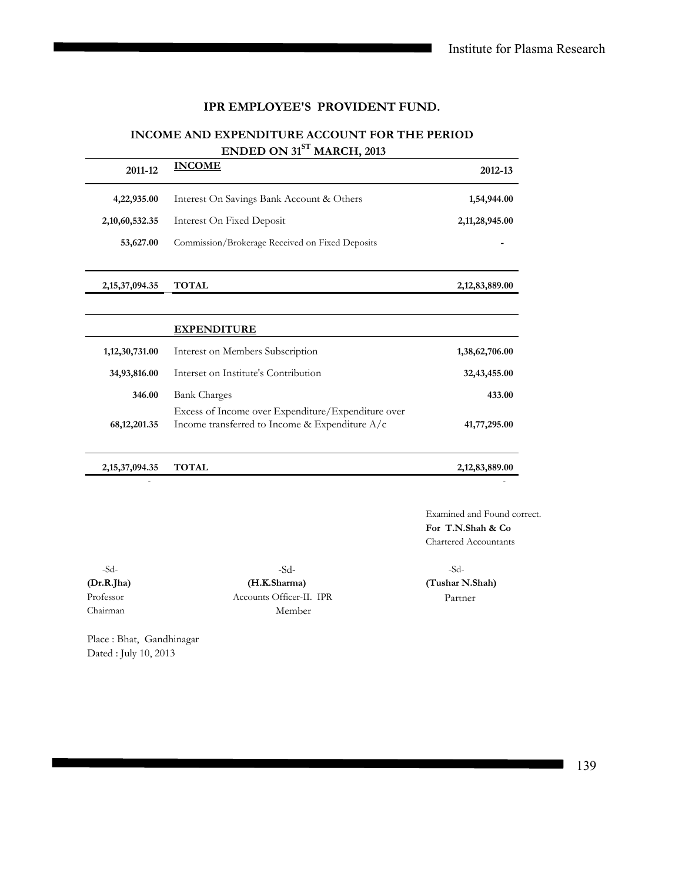## IPR EMPLOYEE'S PROVIDENT FUND.

### INCOME AND EXPENDITURE ACCOUNT FOR THE PERIOD ENDED ON 31$^{ST}$ MARCH, 2013

| 2011-12 | INCOME | 2012-13 |
|---|---|---|
| 4,22,935.00 | Interest On Savings Bank Account & Others | 1,54,944.00 |
| 2,10,60,532.35 | Interest On Fixed Deposit | 2,11,28,945.00 |
| 53,627.00 | Commission/Brokerage Received on Fixed Deposits | - |
| **2,15,37,094.35** | **TOTAL** | **2,12,83,889.00** |

| 2011-12 | EXPENDITURE | 2012-13 |
|---|---|---|
| 1,12,30,731.00 | Interest on Members Subscription | 1,38,62,706.00 |
| 34,93,816.00 | Interset on Institute's Contribution | 32,43,455.00 |
| 346.00 | Bank Charges | 433.00 |
| 68,12,201.35 | Excess of Income over Expenditure/Expenditure over Income transferred to Income & Expenditure A/c | 41,77,295.00 |
| **2,15,37,094.35** | **TOTAL** | **2,12,83,889.00** |

Examined and Found correct.
**For T.N.Shah & Co**
Chartered Accountants

| | | |
|---|---|---|
| -Sd- | -Sd- | -Sd- |
| **(Dr.R.Jha)** | **(H.K.Sharma)** | **(Tushar N.Shah)** |
| Professor | Accounts Officer-II. IPR | Partner |
| Chairman | Member | |

Place : Bhat, Gandhinagar
Dated : July 10, 2013